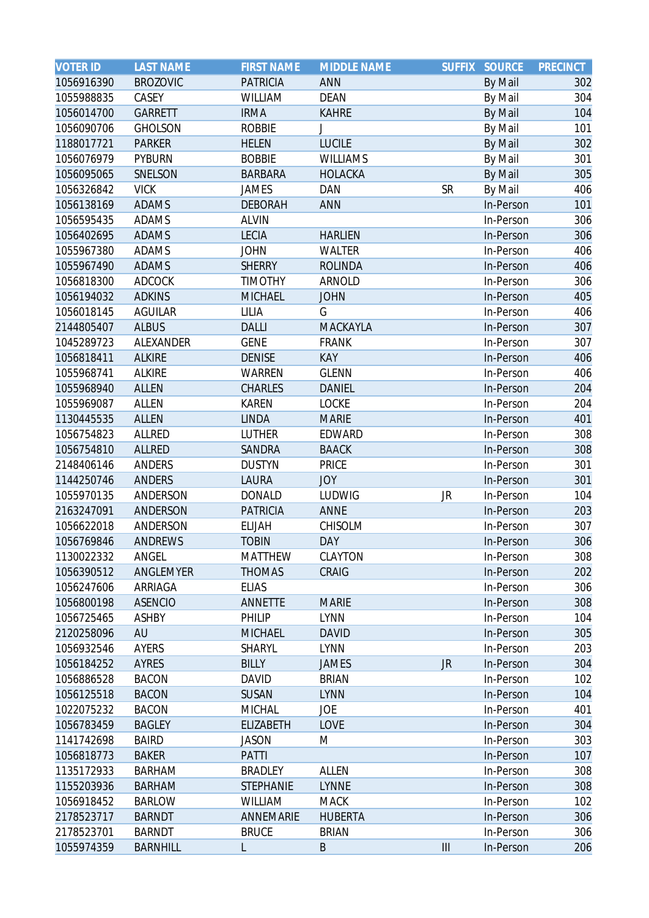| VOTER ID | LAST NAME | FIRST NAME | MIDDLE NAME | SUFFIX | SOURCE | PRECINCT |
|---|---|---|---|---|---|---|
| 1056916390 | BROZOVIC | PATRICIA | ANN | | By Mail | 302 |
| 1055988835 | CASEY | WILLIAM | DEAN | | By Mail | 304 |
| 1056014700 | GARRETT | IRMA | KAHRE | | By Mail | 104 |
| 1056090706 | GHOLSON | ROBBIE | J | | By Mail | 101 |
| 1188017721 | PARKER | HELEN | LUCILE | | By Mail | 302 |
| 1056076979 | PYBURN | BOBBIE | WILLIAMS | | By Mail | 301 |
| 1056095065 | SNELSON | BARBARA | HOLACKA | | By Mail | 305 |
| 1056326842 | VICK | JAMES | DAN | SR | By Mail | 406 |
| 1056138169 | ADAMS | DEBORAH | ANN | | In-Person | 101 |
| 1056595435 | ADAMS | ALVIN | | | In-Person | 306 |
| 1056402695 | ADAMS | LECIA | HARLIEN | | In-Person | 306 |
| 1055967380 | ADAMS | JOHN | WALTER | | In-Person | 406 |
| 1055967490 | ADAMS | SHERRY | ROLINDA | | In-Person | 406 |
| 1056818300 | ADCOCK | TIMOTHY | ARNOLD | | In-Person | 306 |
| 1056194032 | ADKINS | MICHAEL | JOHN | | In-Person | 405 |
| 1056018145 | AGUILAR | LILIA | G | | In-Person | 406 |
| 2144805407 | ALBUS | DALLI | MACKAYLA | | In-Person | 307 |
| 1045289723 | ALEXANDER | GENE | FRANK | | In-Person | 307 |
| 1056818411 | ALKIRE | DENISE | KAY | | In-Person | 406 |
| 1055968741 | ALKIRE | WARREN | GLENN | | In-Person | 406 |
| 1055968940 | ALLEN | CHARLES | DANIEL | | In-Person | 204 |
| 1055969087 | ALLEN | KAREN | LOCKE | | In-Person | 204 |
| 1130445535 | ALLEN | LINDA | MARIE | | In-Person | 401 |
| 1056754823 | ALLRED | LUTHER | EDWARD | | In-Person | 308 |
| 1056754810 | ALLRED | SANDRA | BAACK | | In-Person | 308 |
| 2148406146 | ANDERS | DUSTYN | PRICE | | In-Person | 301 |
| 1144250746 | ANDERS | LAURA | JOY | | In-Person | 301 |
| 1055970135 | ANDERSON | DONALD | LUDWIG | JR | In-Person | 104 |
| 2163247091 | ANDERSON | PATRICIA | ANNE | | In-Person | 203 |
| 1056622018 | ANDERSON | ELIJAH | CHISOLM | | In-Person | 307 |
| 1056769846 | ANDREWS | TOBIN | DAY | | In-Person | 306 |
| 1130022332 | ANGEL | MATTHEW | CLAYTON | | In-Person | 308 |
| 1056390512 | ANGLEMYER | THOMAS | CRAIG | | In-Person | 202 |
| 1056247606 | ARRIAGA | ELIAS | | | In-Person | 306 |
| 1056800198 | ASENCIO | ANNETTE | MARIE | | In-Person | 308 |
| 1056725465 | ASHBY | PHILIP | LYNN | | In-Person | 104 |
| 2120258096 | AU | MICHAEL | DAVID | | In-Person | 305 |
| 1056932546 | AYERS | SHARYL | LYNN | | In-Person | 203 |
| 1056184252 | AYRES | BILLY | JAMES | JR | In-Person | 304 |
| 1056886528 | BACON | DAVID | BRIAN | | In-Person | 102 |
| 1056125518 | BACON | SUSAN | LYNN | | In-Person | 104 |
| 1022075232 | BACON | MICHAL | JOE | | In-Person | 401 |
| 1056783459 | BAGLEY | ELIZABETH | LOVE | | In-Person | 304 |
| 1141742698 | BAIRD | JASON | M | | In-Person | 303 |
| 1056818773 | BAKER | PATTI | | | In-Person | 107 |
| 1135172933 | BARHAM | BRADLEY | ALLEN | | In-Person | 308 |
| 1155203936 | BARHAM | STEPHANIE | LYNNE | | In-Person | 308 |
| 1056918452 | BARLOW | WILLIAM | MACK | | In-Person | 102 |
| 2178523717 | BARNDT | ANNEMARIE | HUBERTA | | In-Person | 306 |
| 2178523701 | BARNDT | BRUCE | BRIAN | | In-Person | 306 |
| 1055974359 | BARNHILL | L | B | III | In-Person | 206 |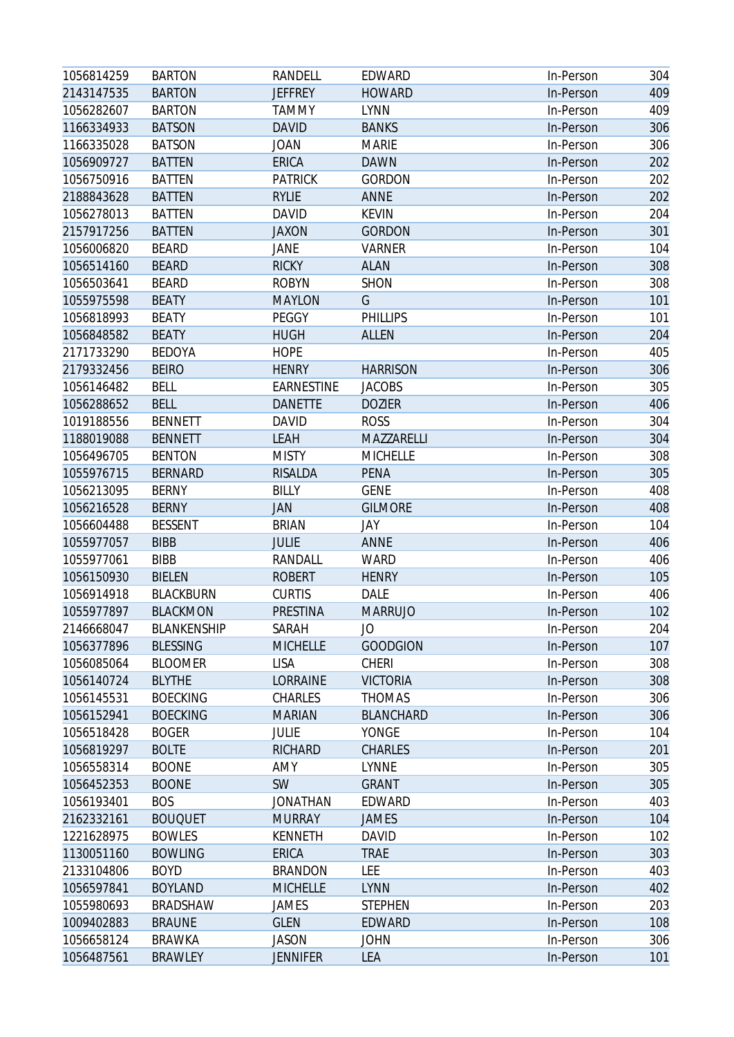| | | | | | |
|---|---|---|---|---|---|
| 1056814259 | BARTON | RANDELL | EDWARD | In-Person | 304 |
| 2143147535 | BARTON | JEFFREY | HOWARD | In-Person | 409 |
| 1056282607 | BARTON | TAMMY | LYNN | In-Person | 409 |
| 1166334933 | BATSON | DAVID | BANKS | In-Person | 306 |
| 1166335028 | BATSON | JOAN | MARIE | In-Person | 306 |
| 1056909727 | BATTEN | ERICA | DAWN | In-Person | 202 |
| 1056750916 | BATTEN | PATRICK | GORDON | In-Person | 202 |
| 2188843628 | BATTEN | RYLIE | ANNE | In-Person | 202 |
| 1056278013 | BATTEN | DAVID | KEVIN | In-Person | 204 |
| 2157917256 | BATTEN | JAXON | GORDON | In-Person | 301 |
| 1056006820 | BEARD | JANE | VARNER | In-Person | 104 |
| 1056514160 | BEARD | RICKY | ALAN | In-Person | 308 |
| 1056503641 | BEARD | ROBYN | SHON | In-Person | 308 |
| 1055975598 | BEATY | MAYLON | G | In-Person | 101 |
| 1056818993 | BEATY | PEGGY | PHILLIPS | In-Person | 101 |
| 1056848582 | BEATY | HUGH | ALLEN | In-Person | 204 |
| 2171733290 | BEDOYA | HOPE | | In-Person | 405 |
| 2179332456 | BEIRO | HENRY | HARRISON | In-Person | 306 |
| 1056146482 | BELL | EARNESTINE | JACOBS | In-Person | 305 |
| 1056288652 | BELL | DANETTE | DOZIER | In-Person | 406 |
| 1019188556 | BENNETT | DAVID | ROSS | In-Person | 304 |
| 1188019088 | BENNETT | LEAH | MAZZARELLI | In-Person | 304 |
| 1056496705 | BENTON | MISTY | MICHELLE | In-Person | 308 |
| 1055976715 | BERNARD | RISALDA | PENA | In-Person | 305 |
| 1056213095 | BERNY | BILLY | GENE | In-Person | 408 |
| 1056216528 | BERNY | JAN | GILMORE | In-Person | 408 |
| 1056604488 | BESSENT | BRIAN | JAY | In-Person | 104 |
| 1055977057 | BIBB | JULIE | ANNE | In-Person | 406 |
| 1055977061 | BIBB | RANDALL | WARD | In-Person | 406 |
| 1056150930 | BIELEN | ROBERT | HENRY | In-Person | 105 |
| 1056914918 | BLACKBURN | CURTIS | DALE | In-Person | 406 |
| 1055977897 | BLACKMON | PRESTINA | MARRUJO | In-Person | 102 |
| 2146668047 | BLANKENSHIP | SARAH | JO | In-Person | 204 |
| 1056377896 | BLESSING | MICHELLE | GOODGION | In-Person | 107 |
| 1056085064 | BLOOMER | LISA | CHERI | In-Person | 308 |
| 1056140724 | BLYTHE | LORRAINE | VICTORIA | In-Person | 308 |
| 1056145531 | BOECKING | CHARLES | THOMAS | In-Person | 306 |
| 1056152941 | BOECKING | MARIAN | BLANCHARD | In-Person | 306 |
| 1056518428 | BOGER | JULIE | YONGE | In-Person | 104 |
| 1056819297 | BOLTE | RICHARD | CHARLES | In-Person | 201 |
| 1056558314 | BOONE | AMY | LYNNE | In-Person | 305 |
| 1056452353 | BOONE | SW | GRANT | In-Person | 305 |
| 1056193401 | BOS | JONATHAN | EDWARD | In-Person | 403 |
| 2162332161 | BOUQUET | MURRAY | JAMES | In-Person | 104 |
| 1221628975 | BOWLES | KENNETH | DAVID | In-Person | 102 |
| 1130051160 | BOWLING | ERICA | TRAE | In-Person | 303 |
| 2133104806 | BOYD | BRANDON | LEE | In-Person | 403 |
| 1056597841 | BOYLAND | MICHELLE | LYNN | In-Person | 402 |
| 1055980693 | BRADSHAW | JAMES | STEPHEN | In-Person | 203 |
| 1009402883 | BRAUNE | GLEN | EDWARD | In-Person | 108 |
| 1056658124 | BRAWKA | JASON | JOHN | In-Person | 306 |
| 1056487561 | BRAWLEY | JENNIFER | LEA | In-Person | 101 |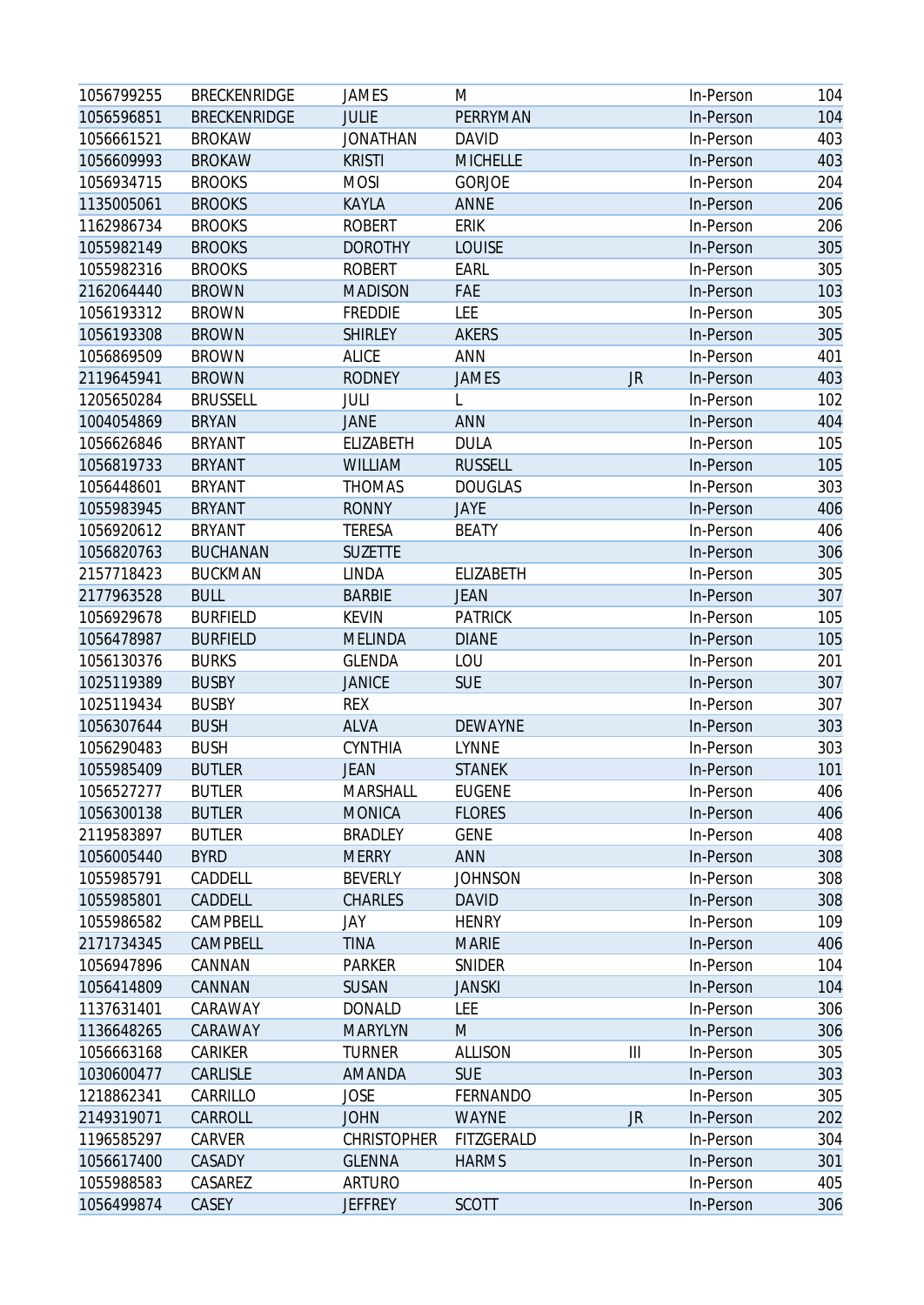| | | | | | | |
|---|---|---|---|---|---|---|
| 1056799255 | BRECKENRIDGE | JAMES | M | | In-Person | 104 |
| 1056596851 | BRECKENRIDGE | JULIE | PERRYMAN | | In-Person | 104 |
| 1056661521 | BROKAW | JONATHAN | DAVID | | In-Person | 403 |
| 1056609993 | BROKAW | KRISTI | MICHELLE | | In-Person | 403 |
| 1056934715 | BROOKS | MOSI | GORJOE | | In-Person | 204 |
| 1135005061 | BROOKS | KAYLA | ANNE | | In-Person | 206 |
| 1162986734 | BROOKS | ROBERT | ERIK | | In-Person | 206 |
| 1055982149 | BROOKS | DOROTHY | LOUISE | | In-Person | 305 |
| 1055982316 | BROOKS | ROBERT | EARL | | In-Person | 305 |
| 2162064440 | BROWN | MADISON | FAE | | In-Person | 103 |
| 1056193312 | BROWN | FREDDIE | LEE | | In-Person | 305 |
| 1056193308 | BROWN | SHIRLEY | AKERS | | In-Person | 305 |
| 1056869509 | BROWN | ALICE | ANN | | In-Person | 401 |
| 2119645941 | BROWN | RODNEY | JAMES | JR | In-Person | 403 |
| 1205650284 | BRUSSELL | JULI | L | | In-Person | 102 |
| 1004054869 | BRYAN | JANE | ANN | | In-Person | 404 |
| 1056626846 | BRYANT | ELIZABETH | DULA | | In-Person | 105 |
| 1056819733 | BRYANT | WILLIAM | RUSSELL | | In-Person | 105 |
| 1056448601 | BRYANT | THOMAS | DOUGLAS | | In-Person | 303 |
| 1055983945 | BRYANT | RONNY | JAYE | | In-Person | 406 |
| 1056920612 | BRYANT | TERESA | BEATY | | In-Person | 406 |
| 1056820763 | BUCHANAN | SUZETTE | | | In-Person | 306 |
| 2157718423 | BUCKMAN | LINDA | ELIZABETH | | In-Person | 305 |
| 2177963528 | BULL | BARBIE | JEAN | | In-Person | 307 |
| 1056929678 | BURFIELD | KEVIN | PATRICK | | In-Person | 105 |
| 1056478987 | BURFIELD | MELINDA | DIANE | | In-Person | 105 |
| 1056130376 | BURKS | GLENDA | LOU | | In-Person | 201 |
| 1025119389 | BUSBY | JANICE | SUE | | In-Person | 307 |
| 1025119434 | BUSBY | REX | | | In-Person | 307 |
| 1056307644 | BUSH | ALVA | DEWAYNE | | In-Person | 303 |
| 1056290483 | BUSH | CYNTHIA | LYNNE | | In-Person | 303 |
| 1055985409 | BUTLER | JEAN | STANEK | | In-Person | 101 |
| 1056527277 | BUTLER | MARSHALL | EUGENE | | In-Person | 406 |
| 1056300138 | BUTLER | MONICA | FLORES | | In-Person | 406 |
| 2119583897 | BUTLER | BRADLEY | GENE | | In-Person | 408 |
| 1056005440 | BYRD | MERRY | ANN | | In-Person | 308 |
| 1055985791 | CADDELL | BEVERLY | JOHNSON | | In-Person | 308 |
| 1055985801 | CADDELL | CHARLES | DAVID | | In-Person | 308 |
| 1055986582 | CAMPBELL | JAY | HENRY | | In-Person | 109 |
| 2171734345 | CAMPBELL | TINA | MARIE | | In-Person | 406 |
| 1056947896 | CANNAN | PARKER | SNIDER | | In-Person | 104 |
| 1056414809 | CANNAN | SUSAN | JANSKI | | In-Person | 104 |
| 1137631401 | CARAWAY | DONALD | LEE | | In-Person | 306 |
| 1136648265 | CARAWAY | MARYLYN | M | | In-Person | 306 |
| 1056663168 | CARIKER | TURNER | ALLISON | III | In-Person | 305 |
| 1030600477 | CARLISLE | AMANDA | SUE | | In-Person | 303 |
| 1218862341 | CARRILLO | JOSE | FERNANDO | | In-Person | 305 |
| 2149319071 | CARROLL | JOHN | WAYNE | JR | In-Person | 202 |
| 1196585297 | CARVER | CHRISTOPHER | FITZGERALD | | In-Person | 304 |
| 1056617400 | CASADY | GLENNA | HARMS | | In-Person | 301 |
| 1055988583 | CASAREZ | ARTURO | | | In-Person | 405 |
| 1056499874 | CASEY | JEFFREY | SCOTT | | In-Person | 306 |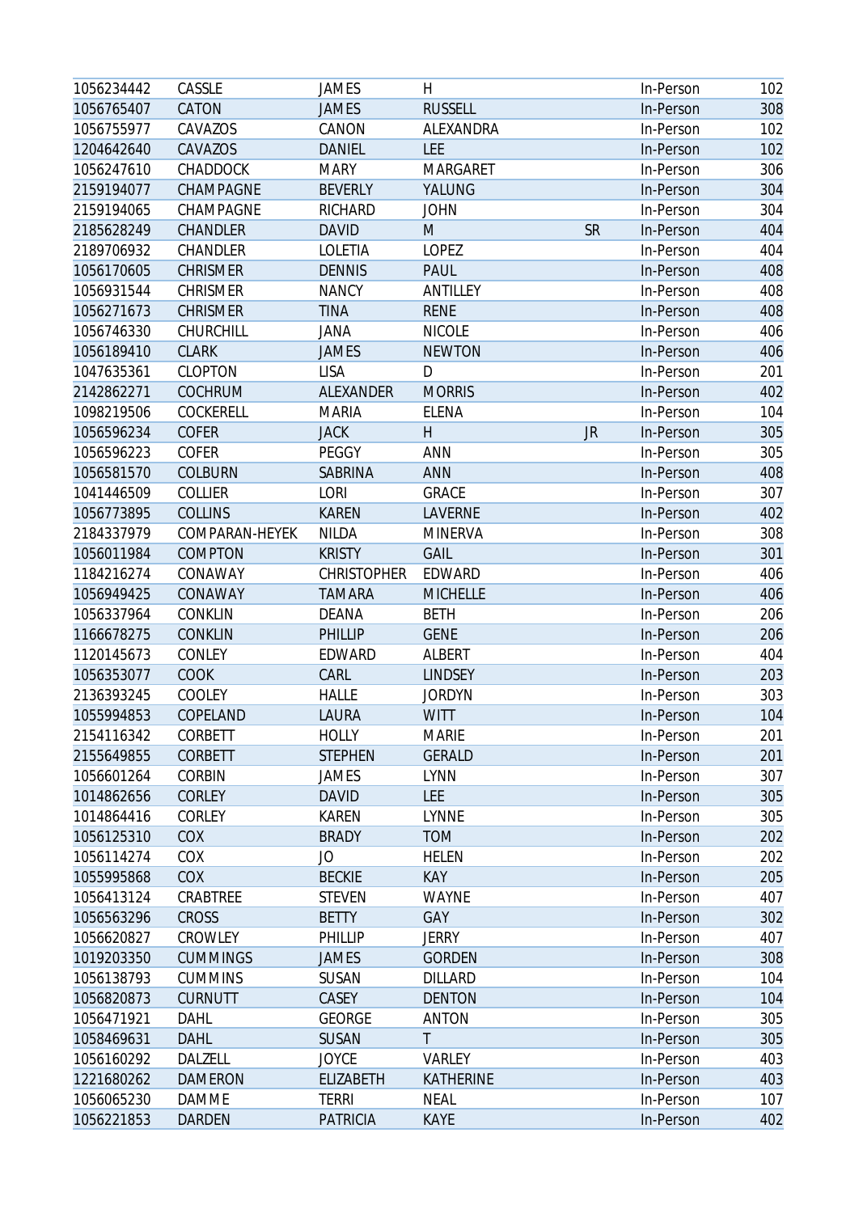| | | | | | | |
|---|---|---|---|---|---|---|
| 1056234442 | CASSLE | JAMES | H | | In-Person | 102 |
| 1056765407 | CATON | JAMES | RUSSELL | | In-Person | 308 |
| 1056755977 | CAVAZOS | CANON | ALEXANDRA | | In-Person | 102 |
| 1204642640 | CAVAZOS | DANIEL | LEE | | In-Person | 102 |
| 1056247610 | CHADDOCK | MARY | MARGARET | | In-Person | 306 |
| 2159194077 | CHAMPAGNE | BEVERLY | YALUNG | | In-Person | 304 |
| 2159194065 | CHAMPAGNE | RICHARD | JOHN | | In-Person | 304 |
| 2185628249 | CHANDLER | DAVID | M | SR | In-Person | 404 |
| 2189706932 | CHANDLER | LOLETIA | LOPEZ | | In-Person | 404 |
| 1056170605 | CHRISMER | DENNIS | PAUL | | In-Person | 408 |
| 1056931544 | CHRISMER | NANCY | ANTILLEY | | In-Person | 408 |
| 1056271673 | CHRISMER | TINA | RENE | | In-Person | 408 |
| 1056746330 | CHURCHILL | JANA | NICOLE | | In-Person | 406 |
| 1056189410 | CLARK | JAMES | NEWTON | | In-Person | 406 |
| 1047635361 | CLOPTON | LISA | D | | In-Person | 201 |
| 2142862271 | COCHRUM | ALEXANDER | MORRIS | | In-Person | 402 |
| 1098219506 | COCKERELL | MARIA | ELENA | | In-Person | 104 |
| 1056596234 | COFER | JACK | H | JR | In-Person | 305 |
| 1056596223 | COFER | PEGGY | ANN | | In-Person | 305 |
| 1056581570 | COLBURN | SABRINA | ANN | | In-Person | 408 |
| 1041446509 | COLLIER | LORI | GRACE | | In-Person | 307 |
| 1056773895 | COLLINS | KAREN | LAVERNE | | In-Person | 402 |
| 2184337979 | COMPARAN-HEYEK | NILDA | MINERVA | | In-Person | 308 |
| 1056011984 | COMPTON | KRISTY | GAIL | | In-Person | 301 |
| 1184216274 | CONAWAY | CHRISTOPHER | EDWARD | | In-Person | 406 |
| 1056949425 | CONAWAY | TAMARA | MICHELLE | | In-Person | 406 |
| 1056337964 | CONKLIN | DEANA | BETH | | In-Person | 206 |
| 1166678275 | CONKLIN | PHILLIP | GENE | | In-Person | 206 |
| 1120145673 | CONLEY | EDWARD | ALBERT | | In-Person | 404 |
| 1056353077 | COOK | CARL | LINDSEY | | In-Person | 203 |
| 2136393245 | COOLEY | HALLE | JORDYN | | In-Person | 303 |
| 1055994853 | COPELAND | LAURA | WITT | | In-Person | 104 |
| 2154116342 | CORBETT | HOLLY | MARIE | | In-Person | 201 |
| 2155649855 | CORBETT | STEPHEN | GERALD | | In-Person | 201 |
| 1056601264 | CORBIN | JAMES | LYNN | | In-Person | 307 |
| 1014862656 | CORLEY | DAVID | LEE | | In-Person | 305 |
| 1014864416 | CORLEY | KAREN | LYNNE | | In-Person | 305 |
| 1056125310 | COX | BRADY | TOM | | In-Person | 202 |
| 1056114274 | COX | JO | HELEN | | In-Person | 202 |
| 1055995868 | COX | BECKIE | KAY | | In-Person | 205 |
| 1056413124 | CRABTREE | STEVEN | WAYNE | | In-Person | 407 |
| 1056563296 | CROSS | BETTY | GAY | | In-Person | 302 |
| 1056620827 | CROWLEY | PHILLIP | JERRY | | In-Person | 407 |
| 1019203350 | CUMMINGS | JAMES | GORDEN | | In-Person | 308 |
| 1056138793 | CUMMINS | SUSAN | DILLARD | | In-Person | 104 |
| 1056820873 | CURNUTT | CASEY | DENTON | | In-Person | 104 |
| 1056471921 | DAHL | GEORGE | ANTON | | In-Person | 305 |
| 1058469631 | DAHL | SUSAN | T | | In-Person | 305 |
| 1056160292 | DALZELL | JOYCE | VARLEY | | In-Person | 403 |
| 1221680262 | DAMERON | ELIZABETH | KATHERINE | | In-Person | 403 |
| 1056065230 | DAMME | TERRI | NEAL | | In-Person | 107 |
| 1056221853 | DARDEN | PATRICIA | KAYE | | In-Person | 402 |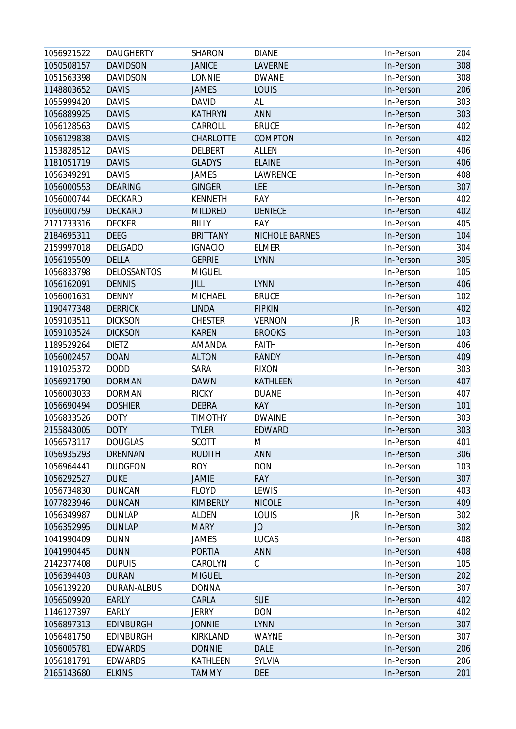| | | | | | | |
|---|---|---|---|---|---|---|
| 1056921522 | DAUGHERTY | SHARON | DIANE | | In-Person | 204 |
| 1050508157 | DAVIDSON | JANICE | LAVERNE | | In-Person | 308 |
| 1051563398 | DAVIDSON | LONNIE | DWANE | | In-Person | 308 |
| 1148803652 | DAVIS | JAMES | LOUIS | | In-Person | 206 |
| 1055999420 | DAVIS | DAVID | AL | | In-Person | 303 |
| 1056889925 | DAVIS | KATHRYN | ANN | | In-Person | 303 |
| 1056128563 | DAVIS | CARROLL | BRUCE | | In-Person | 402 |
| 1056129838 | DAVIS | CHARLOTTE | COMPTON | | In-Person | 402 |
| 1153828512 | DAVIS | DELBERT | ALLEN | | In-Person | 406 |
| 1181051719 | DAVIS | GLADYS | ELAINE | | In-Person | 406 |
| 1056349291 | DAVIS | JAMES | LAWRENCE | | In-Person | 408 |
| 1056000553 | DEARING | GINGER | LEE | | In-Person | 307 |
| 1056000744 | DECKARD | KENNETH | RAY | | In-Person | 402 |
| 1056000759 | DECKARD | MILDRED | DENIECE | | In-Person | 402 |
| 2171733316 | DECKER | BILLY | RAY | | In-Person | 405 |
| 2184695311 | DEEG | BRITTANY | NICHOLE BARNES | | In-Person | 104 |
| 2159997018 | DELGADO | IGNACIO | ELMER | | In-Person | 304 |
| 1056195509 | DELLA | GERRIE | LYNN | | In-Person | 305 |
| 1056833798 | DELOSSANTOS | MIGUEL | | | In-Person | 105 |
| 1056162091 | DENNIS | JILL | LYNN | | In-Person | 406 |
| 1056001631 | DENNY | MICHAEL | BRUCE | | In-Person | 102 |
| 1190477348 | DERRICK | LINDA | PIPKIN | | In-Person | 402 |
| 1059103511 | DICKSON | CHESTER | VERNON | JR | In-Person | 103 |
| 1059103524 | DICKSON | KAREN | BROOKS | | In-Person | 103 |
| 1189529264 | DIETZ | AMANDA | FAITH | | In-Person | 406 |
| 1056002457 | DOAN | ALTON | RANDY | | In-Person | 409 |
| 1191025372 | DODD | SARA | RIXON | | In-Person | 303 |
| 1056921790 | DORMAN | DAWN | KATHLEEN | | In-Person | 407 |
| 1056003033 | DORMAN | RICKY | DUANE | | In-Person | 407 |
| 1056690494 | DOSHIER | DEBRA | KAY | | In-Person | 101 |
| 1056833526 | DOTY | TIMOTHY | DWAINE | | In-Person | 303 |
| 2155843005 | DOTY | TYLER | EDWARD | | In-Person | 303 |
| 1056573117 | DOUGLAS | SCOTT | M | | In-Person | 401 |
| 1056935293 | DRENNAN | RUDITH | ANN | | In-Person | 306 |
| 1056964441 | DUDGEON | ROY | DON | | In-Person | 103 |
| 1056292527 | DUKE | JAMIE | RAY | | In-Person | 307 |
| 1056734830 | DUNCAN | FLOYD | LEWIS | | In-Person | 403 |
| 1077823946 | DUNCAN | KIMBERLY | NICOLE | | In-Person | 409 |
| 1056349987 | DUNLAP | ALDEN | LOUIS | JR | In-Person | 302 |
| 1056352995 | DUNLAP | MARY | JO | | In-Person | 302 |
| 1041990409 | DUNN | JAMES | LUCAS | | In-Person | 408 |
| 1041990445 | DUNN | PORTIA | ANN | | In-Person | 408 |
| 2142377408 | DUPUIS | CAROLYN | C | | In-Person | 105 |
| 1056394403 | DURAN | MIGUEL | | | In-Person | 202 |
| 1056139220 | DURAN-ALBUS | DONNA | | | In-Person | 307 |
| 1056509920 | EARLY | CARLA | SUE | | In-Person | 402 |
| 1146127397 | EARLY | JERRY | DON | | In-Person | 402 |
| 1056897313 | EDINBURGH | JONNIE | LYNN | | In-Person | 307 |
| 1056481750 | EDINBURGH | KIRKLAND | WAYNE | | In-Person | 307 |
| 1056005781 | EDWARDS | DONNIE | DALE | | In-Person | 206 |
| 1056181791 | EDWARDS | KATHLEEN | SYLVIA | | In-Person | 206 |
| 2165143680 | ELKINS | TAMMY | DEE | | In-Person | 201 |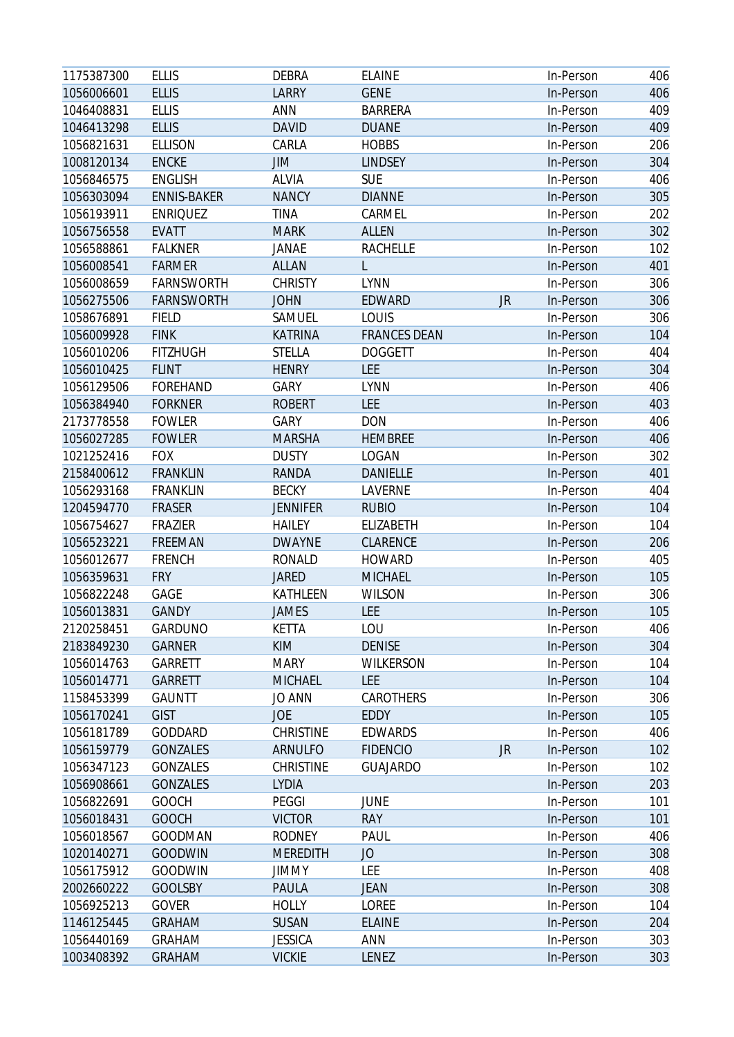| | | | | | | |
|---|---|---|---|---|---|---|
| 1175387300 | ELLIS | DEBRA | ELAINE | | In-Person | 406 |
| 1056006601 | ELLIS | LARRY | GENE | | In-Person | 406 |
| 1046408831 | ELLIS | ANN | BARRERA | | In-Person | 409 |
| 1046413298 | ELLIS | DAVID | DUANE | | In-Person | 409 |
| 1056821631 | ELLISON | CARLA | HOBBS | | In-Person | 206 |
| 1008120134 | ENCKE | JIM | LINDSEY | | In-Person | 304 |
| 1056846575 | ENGLISH | ALVIA | SUE | | In-Person | 406 |
| 1056303094 | ENNIS-BAKER | NANCY | DIANNE | | In-Person | 305 |
| 1056193911 | ENRIQUEZ | TINA | CARMEL | | In-Person | 202 |
| 1056756558 | EVATT | MARK | ALLEN | | In-Person | 302 |
| 1056588861 | FALKNER | JANAE | RACHELLE | | In-Person | 102 |
| 1056008541 | FARMER | ALLAN | L | | In-Person | 401 |
| 1056008659 | FARNSWORTH | CHRISTY | LYNN | | In-Person | 306 |
| 1056275506 | FARNSWORTH | JOHN | EDWARD | JR | In-Person | 306 |
| 1058676891 | FIELD | SAMUEL | LOUIS | | In-Person | 306 |
| 1056009928 | FINK | KATRINA | FRANCES DEAN | | In-Person | 104 |
| 1056010206 | FITZHUGH | STELLA | DOGGETT | | In-Person | 404 |
| 1056010425 | FLINT | HENRY | LEE | | In-Person | 304 |
| 1056129506 | FOREHAND | GARY | LYNN | | In-Person | 406 |
| 1056384940 | FORKNER | ROBERT | LEE | | In-Person | 403 |
| 2173778558 | FOWLER | GARY | DON | | In-Person | 406 |
| 1056027285 | FOWLER | MARSHA | HEMBREE | | In-Person | 406 |
| 1021252416 | FOX | DUSTY | LOGAN | | In-Person | 302 |
| 2158400612 | FRANKLIN | RANDA | DANIELLE | | In-Person | 401 |
| 1056293168 | FRANKLIN | BECKY | LAVERNE | | In-Person | 404 |
| 1204594770 | FRASER | JENNIFER | RUBIO | | In-Person | 104 |
| 1056754627 | FRAZIER | HAILEY | ELIZABETH | | In-Person | 104 |
| 1056523221 | FREEMAN | DWAYNE | CLARENCE | | In-Person | 206 |
| 1056012677 | FRENCH | RONALD | HOWARD | | In-Person | 405 |
| 1056359631 | FRY | JARED | MICHAEL | | In-Person | 105 |
| 1056822248 | GAGE | KATHLEEN | WILSON | | In-Person | 306 |
| 1056013831 | GANDY | JAMES | LEE | | In-Person | 105 |
| 2120258451 | GARDUNO | KETTA | LOU | | In-Person | 406 |
| 2183849230 | GARNER | KIM | DENISE | | In-Person | 304 |
| 1056014763 | GARRETT | MARY | WILKERSON | | In-Person | 104 |
| 1056014771 | GARRETT | MICHAEL | LEE | | In-Person | 104 |
| 1158453399 | GAUNTT | JO ANN | CAROTHERS | | In-Person | 306 |
| 1056170241 | GIST | JOE | EDDY | | In-Person | 105 |
| 1056181789 | GODDARD | CHRISTINE | EDWARDS | | In-Person | 406 |
| 1056159779 | GONZALES | ARNULFO | FIDENCIO | JR | In-Person | 102 |
| 1056347123 | GONZALES | CHRISTINE | GUAJARDO | | In-Person | 102 |
| 1056908661 | GONZALES | LYDIA | | | In-Person | 203 |
| 1056822691 | GOOCH | PEGGI | JUNE | | In-Person | 101 |
| 1056018431 | GOOCH | VICTOR | RAY | | In-Person | 101 |
| 1056018567 | GOODMAN | RODNEY | PAUL | | In-Person | 406 |
| 1020140271 | GOODWIN | MEREDITH | JO | | In-Person | 308 |
| 1056175912 | GOODWIN | JIMMY | LEE | | In-Person | 408 |
| 2002660222 | GOOLSBY | PAULA | JEAN | | In-Person | 308 |
| 1056925213 | GOVER | HOLLY | LOREE | | In-Person | 104 |
| 1146125445 | GRAHAM | SUSAN | ELAINE | | In-Person | 204 |
| 1056440169 | GRAHAM | JESSICA | ANN | | In-Person | 303 |
| 1003408392 | GRAHAM | VICKIE | LENEZ | | In-Person | 303 |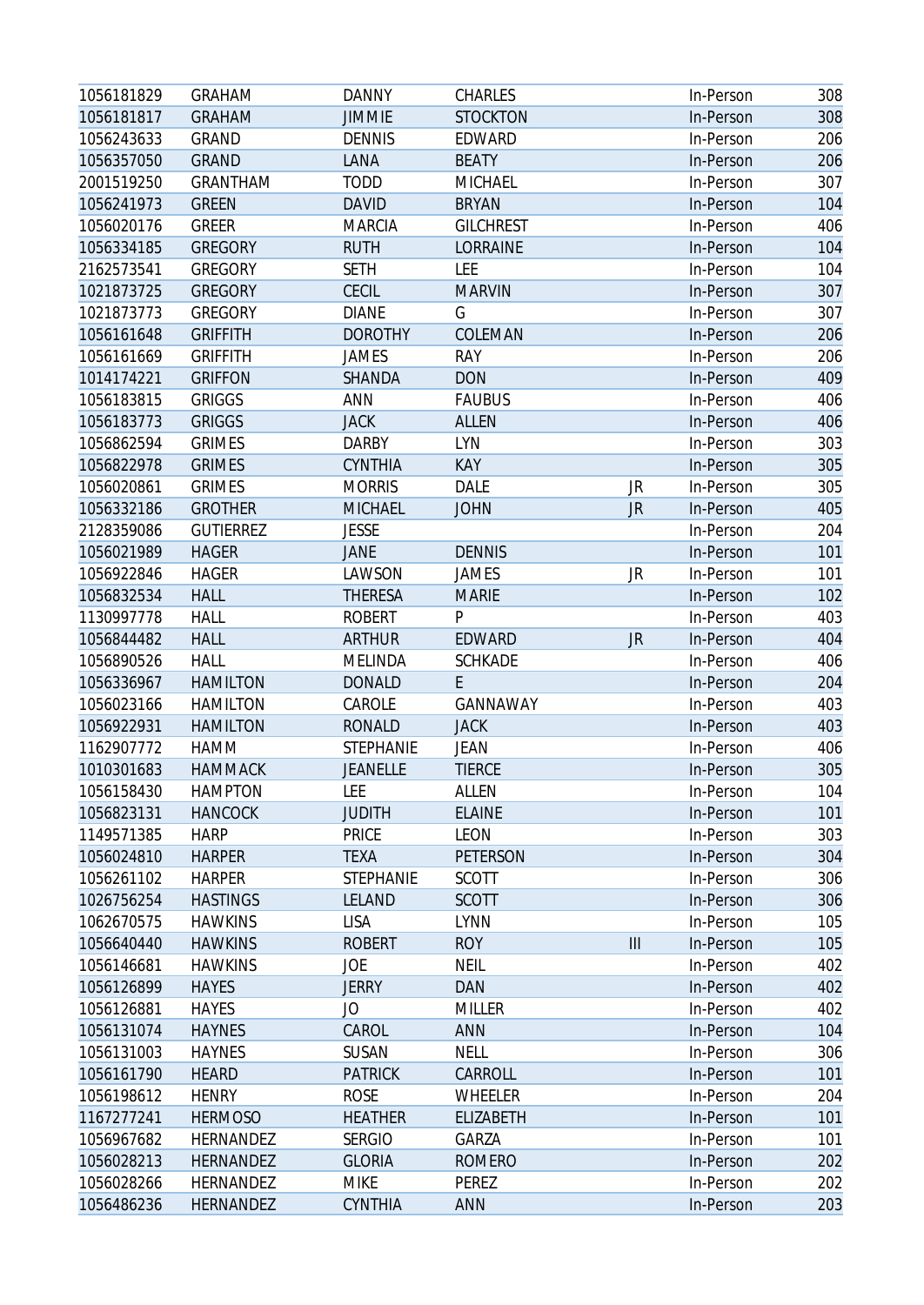| | | | | | | |
|---|---|---|---|---|---|---|
| 1056181829 | GRAHAM | DANNY | CHARLES | | In-Person | 308 |
| 1056181817 | GRAHAM | JIMMIE | STOCKTON | | In-Person | 308 |
| 1056243633 | GRAND | DENNIS | EDWARD | | In-Person | 206 |
| 1056357050 | GRAND | LANA | BEATY | | In-Person | 206 |
| 2001519250 | GRANTHAM | TODD | MICHAEL | | In-Person | 307 |
| 1056241973 | GREEN | DAVID | BRYAN | | In-Person | 104 |
| 1056020176 | GREER | MARCIA | GILCHREST | | In-Person | 406 |
| 1056334185 | GREGORY | RUTH | LORRAINE | | In-Person | 104 |
| 2162573541 | GREGORY | SETH | LEE | | In-Person | 104 |
| 1021873725 | GREGORY | CECIL | MARVIN | | In-Person | 307 |
| 1021873773 | GREGORY | DIANE | G | | In-Person | 307 |
| 1056161648 | GRIFFITH | DOROTHY | COLEMAN | | In-Person | 206 |
| 1056161669 | GRIFFITH | JAMES | RAY | | In-Person | 206 |
| 1014174221 | GRIFFON | SHANDA | DON | | In-Person | 409 |
| 1056183815 | GRIGGS | ANN | FAUBUS | | In-Person | 406 |
| 1056183773 | GRIGGS | JACK | ALLEN | | In-Person | 406 |
| 1056862594 | GRIMES | DARBY | LYN | | In-Person | 303 |
| 1056822978 | GRIMES | CYNTHIA | KAY | | In-Person | 305 |
| 1056020861 | GRIMES | MORRIS | DALE | JR | In-Person | 305 |
| 1056332186 | GROTHER | MICHAEL | JOHN | JR | In-Person | 405 |
| 2128359086 | GUTIERREZ | JESSE | | | In-Person | 204 |
| 1056021989 | HAGER | JANE | DENNIS | | In-Person | 101 |
| 1056922846 | HAGER | LAWSON | JAMES | JR | In-Person | 101 |
| 1056832534 | HALL | THERESA | MARIE | | In-Person | 102 |
| 1130997778 | HALL | ROBERT | P | | In-Person | 403 |
| 1056844482 | HALL | ARTHUR | EDWARD | JR | In-Person | 404 |
| 1056890526 | HALL | MELINDA | SCHKADE | | In-Person | 406 |
| 1056336967 | HAMILTON | DONALD | E | | In-Person | 204 |
| 1056023166 | HAMILTON | CAROLE | GANNAWAY | | In-Person | 403 |
| 1056922931 | HAMILTON | RONALD | JACK | | In-Person | 403 |
| 1162907772 | HAMM | STEPHANIE | JEAN | | In-Person | 406 |
| 1010301683 | HAMMACK | JEANELLE | TIERCE | | In-Person | 305 |
| 1056158430 | HAMPTON | LEE | ALLEN | | In-Person | 104 |
| 1056823131 | HANCOCK | JUDITH | ELAINE | | In-Person | 101 |
| 1149571385 | HARP | PRICE | LEON | | In-Person | 303 |
| 1056024810 | HARPER | TEXA | PETERSON | | In-Person | 304 |
| 1056261102 | HARPER | STEPHANIE | SCOTT | | In-Person | 306 |
| 1026756254 | HASTINGS | LELAND | SCOTT | | In-Person | 306 |
| 1062670575 | HAWKINS | LISA | LYNN | | In-Person | 105 |
| 1056640440 | HAWKINS | ROBERT | ROY | III | In-Person | 105 |
| 1056146681 | HAWKINS | JOE | NEIL | | In-Person | 402 |
| 1056126899 | HAYES | JERRY | DAN | | In-Person | 402 |
| 1056126881 | HAYES | JO | MILLER | | In-Person | 402 |
| 1056131074 | HAYNES | CAROL | ANN | | In-Person | 104 |
| 1056131003 | HAYNES | SUSAN | NELL | | In-Person | 306 |
| 1056161790 | HEARD | PATRICK | CARROLL | | In-Person | 101 |
| 1056198612 | HENRY | ROSE | WHEELER | | In-Person | 204 |
| 1167277241 | HERMOSO | HEATHER | ELIZABETH | | In-Person | 101 |
| 1056967682 | HERNANDEZ | SERGIO | GARZA | | In-Person | 101 |
| 1056028213 | HERNANDEZ | GLORIA | ROMERO | | In-Person | 202 |
| 1056028266 | HERNANDEZ | MIKE | PEREZ | | In-Person | 202 |
| 1056486236 | HERNANDEZ | CYNTHIA | ANN | | In-Person | 203 |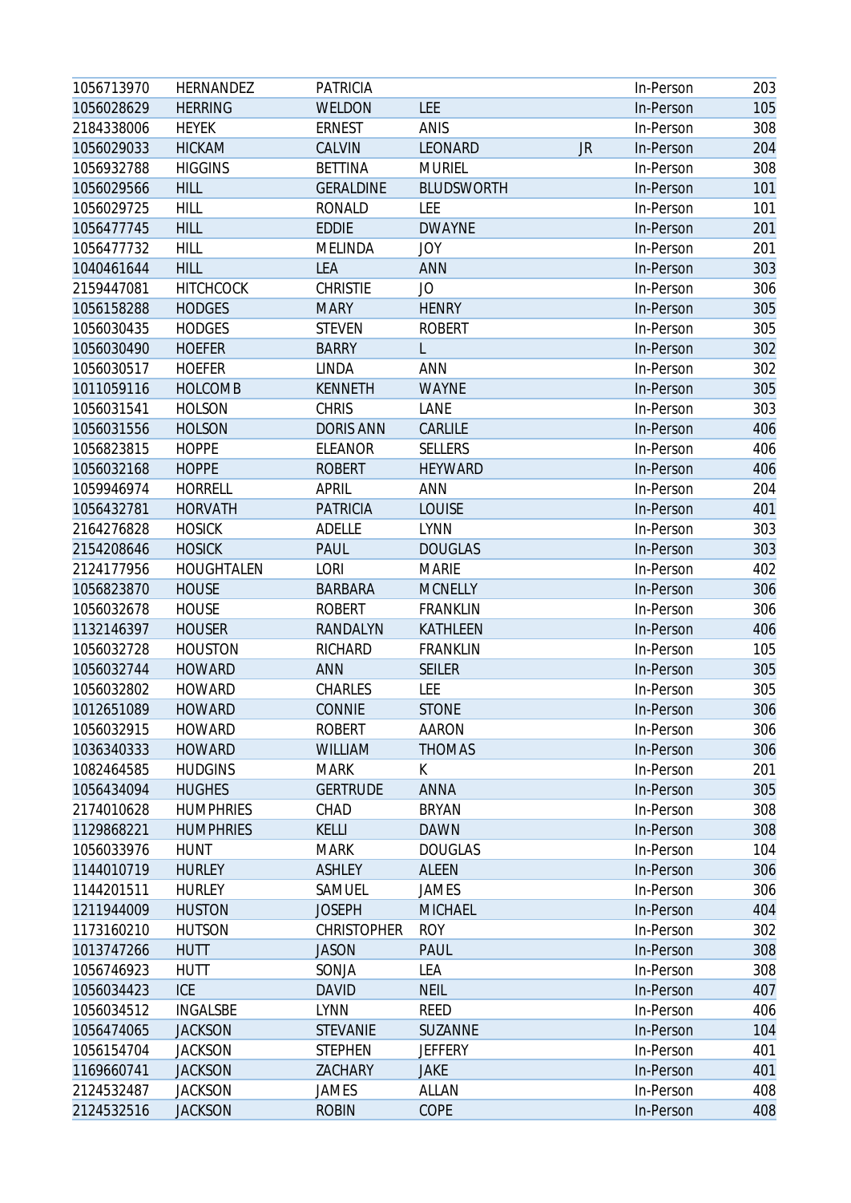| | | | | | | |
|---|---|---|---|---|---|---|
| 1056713970 | HERNANDEZ | PATRICIA | | | In-Person | 203 |
| 1056028629 | HERRING | WELDON | LEE | | In-Person | 105 |
| 2184338006 | HEYEK | ERNEST | ANIS | | In-Person | 308 |
| 1056029033 | HICKAM | CALVIN | LEONARD | JR | In-Person | 204 |
| 1056932788 | HIGGINS | BETTINA | MURIEL | | In-Person | 308 |
| 1056029566 | HILL | GERALDINE | BLUDSWORTH | | In-Person | 101 |
| 1056029725 | HILL | RONALD | LEE | | In-Person | 101 |
| 1056477745 | HILL | EDDIE | DWAYNE | | In-Person | 201 |
| 1056477732 | HILL | MELINDA | JOY | | In-Person | 201 |
| 1040461644 | HILL | LEA | ANN | | In-Person | 303 |
| 2159447081 | HITCHCOCK | CHRISTIE | JO | | In-Person | 306 |
| 1056158288 | HODGES | MARY | HENRY | | In-Person | 305 |
| 1056030435 | HODGES | STEVEN | ROBERT | | In-Person | 305 |
| 1056030490 | HOEFER | BARRY | L | | In-Person | 302 |
| 1056030517 | HOEFER | LINDA | ANN | | In-Person | 302 |
| 1011059116 | HOLCOMB | KENNETH | WAYNE | | In-Person | 305 |
| 1056031541 | HOLSON | CHRIS | LANE | | In-Person | 303 |
| 1056031556 | HOLSON | DORIS ANN | CARLILE | | In-Person | 406 |
| 1056823815 | HOPPE | ELEANOR | SELLERS | | In-Person | 406 |
| 1056032168 | HOPPE | ROBERT | HEYWARD | | In-Person | 406 |
| 1059946974 | HORRELL | APRIL | ANN | | In-Person | 204 |
| 1056432781 | HORVATH | PATRICIA | LOUISE | | In-Person | 401 |
| 2164276828 | HOSICK | ADELLE | LYNN | | In-Person | 303 |
| 2154208646 | HOSICK | PAUL | DOUGLAS | | In-Person | 303 |
| 2124177956 | HOUGHTALEN | LORI | MARIE | | In-Person | 402 |
| 1056823870 | HOUSE | BARBARA | MCNELLY | | In-Person | 306 |
| 1056032678 | HOUSE | ROBERT | FRANKLIN | | In-Person | 306 |
| 1132146397 | HOUSER | RANDALYN | KATHLEEN | | In-Person | 406 |
| 1056032728 | HOUSTON | RICHARD | FRANKLIN | | In-Person | 105 |
| 1056032744 | HOWARD | ANN | SEILER | | In-Person | 305 |
| 1056032802 | HOWARD | CHARLES | LEE | | In-Person | 305 |
| 1012651089 | HOWARD | CONNIE | STONE | | In-Person | 306 |
| 1056032915 | HOWARD | ROBERT | AARON | | In-Person | 306 |
| 1036340333 | HOWARD | WILLIAM | THOMAS | | In-Person | 306 |
| 1082464585 | HUDGINS | MARK | K | | In-Person | 201 |
| 1056434094 | HUGHES | GERTRUDE | ANNA | | In-Person | 305 |
| 2174010628 | HUMPHRIES | CHAD | BRYAN | | In-Person | 308 |
| 1129868221 | HUMPHRIES | KELLI | DAWN | | In-Person | 308 |
| 1056033976 | HUNT | MARK | DOUGLAS | | In-Person | 104 |
| 1144010719 | HURLEY | ASHLEY | ALEEN | | In-Person | 306 |
| 1144201511 | HURLEY | SAMUEL | JAMES | | In-Person | 306 |
| 1211944009 | HUSTON | JOSEPH | MICHAEL | | In-Person | 404 |
| 1173160210 | HUTSON | CHRISTOPHER | ROY | | In-Person | 302 |
| 1013747266 | HUTT | JASON | PAUL | | In-Person | 308 |
| 1056746923 | HUTT | SONJA | LEA | | In-Person | 308 |
| 1056034423 | ICE | DAVID | NEIL | | In-Person | 407 |
| 1056034512 | INGALSBE | LYNN | REED | | In-Person | 406 |
| 1056474065 | JACKSON | STEVANIE | SUZANNE | | In-Person | 104 |
| 1056154704 | JACKSON | STEPHEN | JEFFERY | | In-Person | 401 |
| 1169660741 | JACKSON | ZACHARY | JAKE | | In-Person | 401 |
| 2124532487 | JACKSON | JAMES | ALLAN | | In-Person | 408 |
| 2124532516 | JACKSON | ROBIN | COPE | | In-Person | 408 |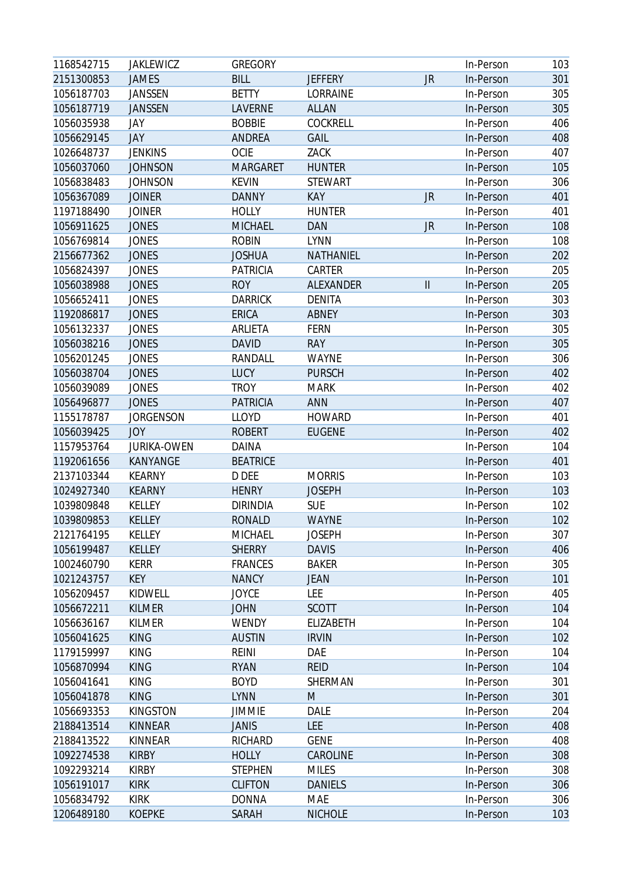| | | | | | | |
|---|---|---|---|---|---|---|
| 1168542715 | JAKLEWICZ | GREGORY | | | In-Person | 103 |
| 2151300853 | JAMES | BILL | JEFFERY | JR | In-Person | 301 |
| 1056187703 | JANSSEN | BETTY | LORRAINE | | In-Person | 305 |
| 1056187719 | JANSSEN | LAVERNE | ALLAN | | In-Person | 305 |
| 1056035938 | JAY | BOBBIE | COCKRELL | | In-Person | 406 |
| 1056629145 | JAY | ANDREA | GAIL | | In-Person | 408 |
| 1026648737 | JENKINS | OCIE | ZACK | | In-Person | 407 |
| 1056037060 | JOHNSON | MARGARET | HUNTER | | In-Person | 105 |
| 1056838483 | JOHNSON | KEVIN | STEWART | | In-Person | 306 |
| 1056367089 | JOINER | DANNY | KAY | JR | In-Person | 401 |
| 1197188490 | JOINER | HOLLY | HUNTER | | In-Person | 401 |
| 1056911625 | JONES | MICHAEL | DAN | JR | In-Person | 108 |
| 1056769814 | JONES | ROBIN | LYNN | | In-Person | 108 |
| 2156677362 | JONES | JOSHUA | NATHANIEL | | In-Person | 202 |
| 1056824397 | JONES | PATRICIA | CARTER | | In-Person | 205 |
| 1056038988 | JONES | ROY | ALEXANDER | II | In-Person | 205 |
| 1056652411 | JONES | DARRICK | DENITA | | In-Person | 303 |
| 1192086817 | JONES | ERICA | ABNEY | | In-Person | 303 |
| 1056132337 | JONES | ARLIETA | FERN | | In-Person | 305 |
| 1056038216 | JONES | DAVID | RAY | | In-Person | 305 |
| 1056201245 | JONES | RANDALL | WAYNE | | In-Person | 306 |
| 1056038704 | JONES | LUCY | PURSCH | | In-Person | 402 |
| 1056039089 | JONES | TROY | MARK | | In-Person | 402 |
| 1056496877 | JONES | PATRICIA | ANN | | In-Person | 407 |
| 1155178787 | JORGENSON | LLOYD | HOWARD | | In-Person | 401 |
| 1056039425 | JOY | ROBERT | EUGENE | | In-Person | 402 |
| 1157953764 | JURIKA-OWEN | DAINA | | | In-Person | 104 |
| 1192061656 | KANYANGE | BEATRICE | | | In-Person | 401 |
| 2137103344 | KEARNY | D DEE | MORRIS | | In-Person | 103 |
| 1024927340 | KEARNY | HENRY | JOSEPH | | In-Person | 103 |
| 1039809848 | KELLEY | DIRINDIA | SUE | | In-Person | 102 |
| 1039809853 | KELLEY | RONALD | WAYNE | | In-Person | 102 |
| 2121764195 | KELLEY | MICHAEL | JOSEPH | | In-Person | 307 |
| 1056199487 | KELLEY | SHERRY | DAVIS | | In-Person | 406 |
| 1002460790 | KERR | FRANCES | BAKER | | In-Person | 305 |
| 1021243757 | KEY | NANCY | JEAN | | In-Person | 101 |
| 1056209457 | KIDWELL | JOYCE | LEE | | In-Person | 405 |
| 1056672211 | KILMER | JOHN | SCOTT | | In-Person | 104 |
| 1056636167 | KILMER | WENDY | ELIZABETH | | In-Person | 104 |
| 1056041625 | KING | AUSTIN | IRVIN | | In-Person | 102 |
| 1179159997 | KING | REINI | DAE | | In-Person | 104 |
| 1056870994 | KING | RYAN | REID | | In-Person | 104 |
| 1056041641 | KING | BOYD | SHERMAN | | In-Person | 301 |
| 1056041878 | KING | LYNN | M | | In-Person | 301 |
| 1056693353 | KINGSTON | JIMMIE | DALE | | In-Person | 204 |
| 2188413514 | KINNEAR | JANIS | LEE | | In-Person | 408 |
| 2188413522 | KINNEAR | RICHARD | GENE | | In-Person | 408 |
| 1092274538 | KIRBY | HOLLY | CAROLINE | | In-Person | 308 |
| 1092293214 | KIRBY | STEPHEN | MILES | | In-Person | 308 |
| 1056191017 | KIRK | CLIFTON | DANIELS | | In-Person | 306 |
| 1056834792 | KIRK | DONNA | MAE | | In-Person | 306 |
| 1206489180 | KOEPKE | SARAH | NICHOLE | | In-Person | 103 |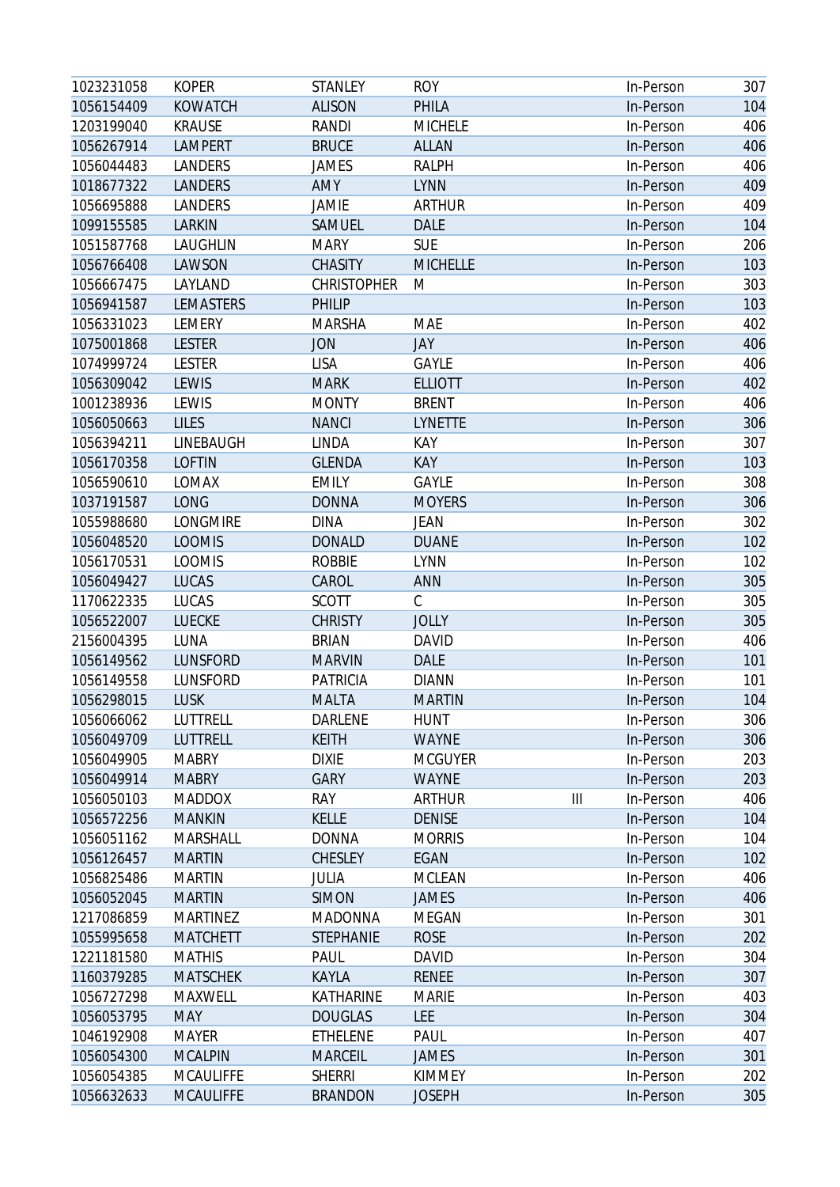| | | | | | | |
|---|---|---|---|---|---|---|
| 1023231058 | KOPER | STANLEY | ROY | | In-Person | 307 |
| 1056154409 | KOWATCH | ALISON | PHILA | | In-Person | 104 |
| 1203199040 | KRAUSE | RANDI | MICHELE | | In-Person | 406 |
| 1056267914 | LAMPERT | BRUCE | ALLAN | | In-Person | 406 |
| 1056044483 | LANDERS | JAMES | RALPH | | In-Person | 406 |
| 1018677322 | LANDERS | AMY | LYNN | | In-Person | 409 |
| 1056695888 | LANDERS | JAMIE | ARTHUR | | In-Person | 409 |
| 1099155585 | LARKIN | SAMUEL | DALE | | In-Person | 104 |
| 1051587768 | LAUGHLIN | MARY | SUE | | In-Person | 206 |
| 1056766408 | LAWSON | CHASITY | MICHELLE | | In-Person | 103 |
| 1056667475 | LAYLAND | CHRISTOPHER | M | | In-Person | 303 |
| 1056941587 | LEMASTERS | PHILIP | | | In-Person | 103 |
| 1056331023 | LEMERY | MARSHA | MAE | | In-Person | 402 |
| 1075001868 | LESTER | JON | JAY | | In-Person | 406 |
| 1074999724 | LESTER | LISA | GAYLE | | In-Person | 406 |
| 1056309042 | LEWIS | MARK | ELLIOTT | | In-Person | 402 |
| 1001238936 | LEWIS | MONTY | BRENT | | In-Person | 406 |
| 1056050663 | LILES | NANCI | LYNETTE | | In-Person | 306 |
| 1056394211 | LINEBAUGH | LINDA | KAY | | In-Person | 307 |
| 1056170358 | LOFTIN | GLENDA | KAY | | In-Person | 103 |
| 1056590610 | LOMAX | EMILY | GAYLE | | In-Person | 308 |
| 1037191587 | LONG | DONNA | MOYERS | | In-Person | 306 |
| 1055988680 | LONGMIRE | DINA | JEAN | | In-Person | 302 |
| 1056048520 | LOOMIS | DONALD | DUANE | | In-Person | 102 |
| 1056170531 | LOOMIS | ROBBIE | LYNN | | In-Person | 102 |
| 1056049427 | LUCAS | CAROL | ANN | | In-Person | 305 |
| 1170622335 | LUCAS | SCOTT | C | | In-Person | 305 |
| 1056522007 | LUECKE | CHRISTY | JOLLY | | In-Person | 305 |
| 2156004395 | LUNA | BRIAN | DAVID | | In-Person | 406 |
| 1056149562 | LUNSFORD | MARVIN | DALE | | In-Person | 101 |
| 1056149558 | LUNSFORD | PATRICIA | DIANN | | In-Person | 101 |
| 1056298015 | LUSK | MALTA | MARTIN | | In-Person | 104 |
| 1056066062 | LUTTRELL | DARLENE | HUNT | | In-Person | 306 |
| 1056049709 | LUTTRELL | KEITH | WAYNE | | In-Person | 306 |
| 1056049905 | MABRY | DIXIE | MCGUYER | | In-Person | 203 |
| 1056049914 | MABRY | GARY | WAYNE | | In-Person | 203 |
| 1056050103 | MADDOX | RAY | ARTHUR | III | In-Person | 406 |
| 1056572256 | MANKIN | KELLE | DENISE | | In-Person | 104 |
| 1056051162 | MARSHALL | DONNA | MORRIS | | In-Person | 104 |
| 1056126457 | MARTIN | CHESLEY | EGAN | | In-Person | 102 |
| 1056825486 | MARTIN | JULIA | MCLEAN | | In-Person | 406 |
| 1056052045 | MARTIN | SIMON | JAMES | | In-Person | 406 |
| 1217086859 | MARTINEZ | MADONNA | MEGAN | | In-Person | 301 |
| 1055995658 | MATCHETT | STEPHANIE | ROSE | | In-Person | 202 |
| 1221181580 | MATHIS | PAUL | DAVID | | In-Person | 304 |
| 1160379285 | MATSCHEK | KAYLA | RENEE | | In-Person | 307 |
| 1056727298 | MAXWELL | KATHARINE | MARIE | | In-Person | 403 |
| 1056053795 | MAY | DOUGLAS | LEE | | In-Person | 304 |
| 1046192908 | MAYER | ETHELENE | PAUL | | In-Person | 407 |
| 1056054300 | MCALPIN | MARCEIL | JAMES | | In-Person | 301 |
| 1056054385 | MCAULIFFE | SHERRI | KIMMEY | | In-Person | 202 |
| 1056632633 | MCAULIFFE | BRANDON | JOSEPH | | In-Person | 305 |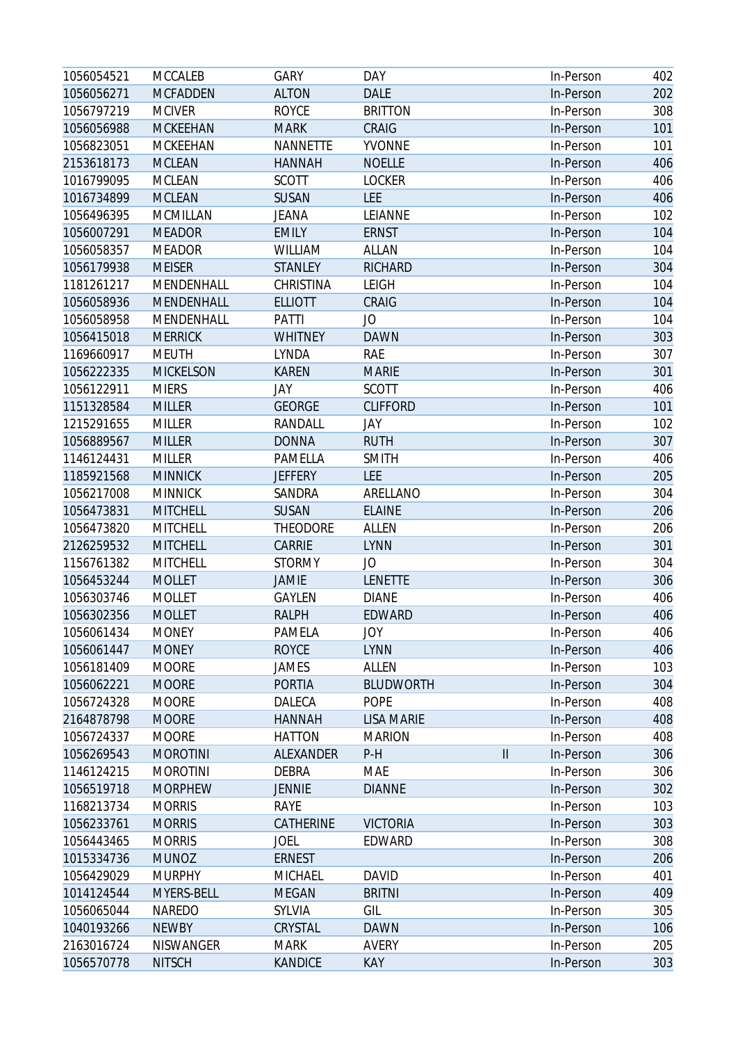| | | | | | | |
|---|---|---|---|---|---|---|
| 1056054521 | MCCALEB | GARY | DAY | | In-Person | 402 |
| 1056056271 | MCFADDEN | ALTON | DALE | | In-Person | 202 |
| 1056797219 | MCIVER | ROYCE | BRITTON | | In-Person | 308 |
| 1056056988 | MCKEEHAN | MARK | CRAIG | | In-Person | 101 |
| 1056823051 | MCKEEHAN | NANNETTE | YVONNE | | In-Person | 101 |
| 2153618173 | MCLEAN | HANNAH | NOELLE | | In-Person | 406 |
| 1016799095 | MCLEAN | SCOTT | LOCKER | | In-Person | 406 |
| 1016734899 | MCLEAN | SUSAN | LEE | | In-Person | 406 |
| 1056496395 | MCMILLAN | JEANA | LEIANNE | | In-Person | 102 |
| 1056007291 | MEADOR | EMILY | ERNST | | In-Person | 104 |
| 1056058357 | MEADOR | WILLIAM | ALLAN | | In-Person | 104 |
| 1056179938 | MEISER | STANLEY | RICHARD | | In-Person | 304 |
| 1181261217 | MENDENHALL | CHRISTINA | LEIGH | | In-Person | 104 |
| 1056058936 | MENDENHALL | ELLIOTT | CRAIG | | In-Person | 104 |
| 1056058958 | MENDENHALL | PATTI | JO | | In-Person | 104 |
| 1056415018 | MERRICK | WHITNEY | DAWN | | In-Person | 303 |
| 1169660917 | MEUTH | LYNDA | RAE | | In-Person | 307 |
| 1056222335 | MICKELSON | KAREN | MARIE | | In-Person | 301 |
| 1056122911 | MIERS | JAY | SCOTT | | In-Person | 406 |
| 1151328584 | MILLER | GEORGE | CLIFFORD | | In-Person | 101 |
| 1215291655 | MILLER | RANDALL | JAY | | In-Person | 102 |
| 1056889567 | MILLER | DONNA | RUTH | | In-Person | 307 |
| 1146124431 | MILLER | PAMELLA | SMITH | | In-Person | 406 |
| 1185921568 | MINNICK | JEFFERY | LEE | | In-Person | 205 |
| 1056217008 | MINNICK | SANDRA | ARELLANO | | In-Person | 304 |
| 1056473831 | MITCHELL | SUSAN | ELAINE | | In-Person | 206 |
| 1056473820 | MITCHELL | THEODORE | ALLEN | | In-Person | 206 |
| 2126259532 | MITCHELL | CARRIE | LYNN | | In-Person | 301 |
| 1156761382 | MITCHELL | STORMY | JO | | In-Person | 304 |
| 1056453244 | MOLLET | JAMIE | LENETTE | | In-Person | 306 |
| 1056303746 | MOLLET | GAYLEN | DIANE | | In-Person | 406 |
| 1056302356 | MOLLET | RALPH | EDWARD | | In-Person | 406 |
| 1056061434 | MONEY | PAMELA | JOY | | In-Person | 406 |
| 1056061447 | MONEY | ROYCE | LYNN | | In-Person | 406 |
| 1056181409 | MOORE | JAMES | ALLEN | | In-Person | 103 |
| 1056062221 | MOORE | PORTIA | BLUDWORTH | | In-Person | 304 |
| 1056724328 | MOORE | DALECA | POPE | | In-Person | 408 |
| 2164878798 | MOORE | HANNAH | LISA MARIE | | In-Person | 408 |
| 1056724337 | MOORE | HATTON | MARION | | In-Person | 408 |
| 1056269543 | MOROTINI | ALEXANDER | P-H | II | In-Person | 306 |
| 1146124215 | MOROTINI | DEBRA | MAE | | In-Person | 306 |
| 1056519718 | MORPHEW | JENNIE | DIANNE | | In-Person | 302 |
| 1168213734 | MORRIS | RAYE | | | In-Person | 103 |
| 1056233761 | MORRIS | CATHERINE | VICTORIA | | In-Person | 303 |
| 1056443465 | MORRIS | JOEL | EDWARD | | In-Person | 308 |
| 1015334736 | MUNOZ | ERNEST | | | In-Person | 206 |
| 1056429029 | MURPHY | MICHAEL | DAVID | | In-Person | 401 |
| 1014124544 | MYERS-BELL | MEGAN | BRITNI | | In-Person | 409 |
| 1056065044 | NAREDO | SYLVIA | GIL | | In-Person | 305 |
| 1040193266 | NEWBY | CRYSTAL | DAWN | | In-Person | 106 |
| 2163016724 | NISWANGER | MARK | AVERY | | In-Person | 205 |
| 1056570778 | NITSCH | KANDICE | KAY | | In-Person | 303 |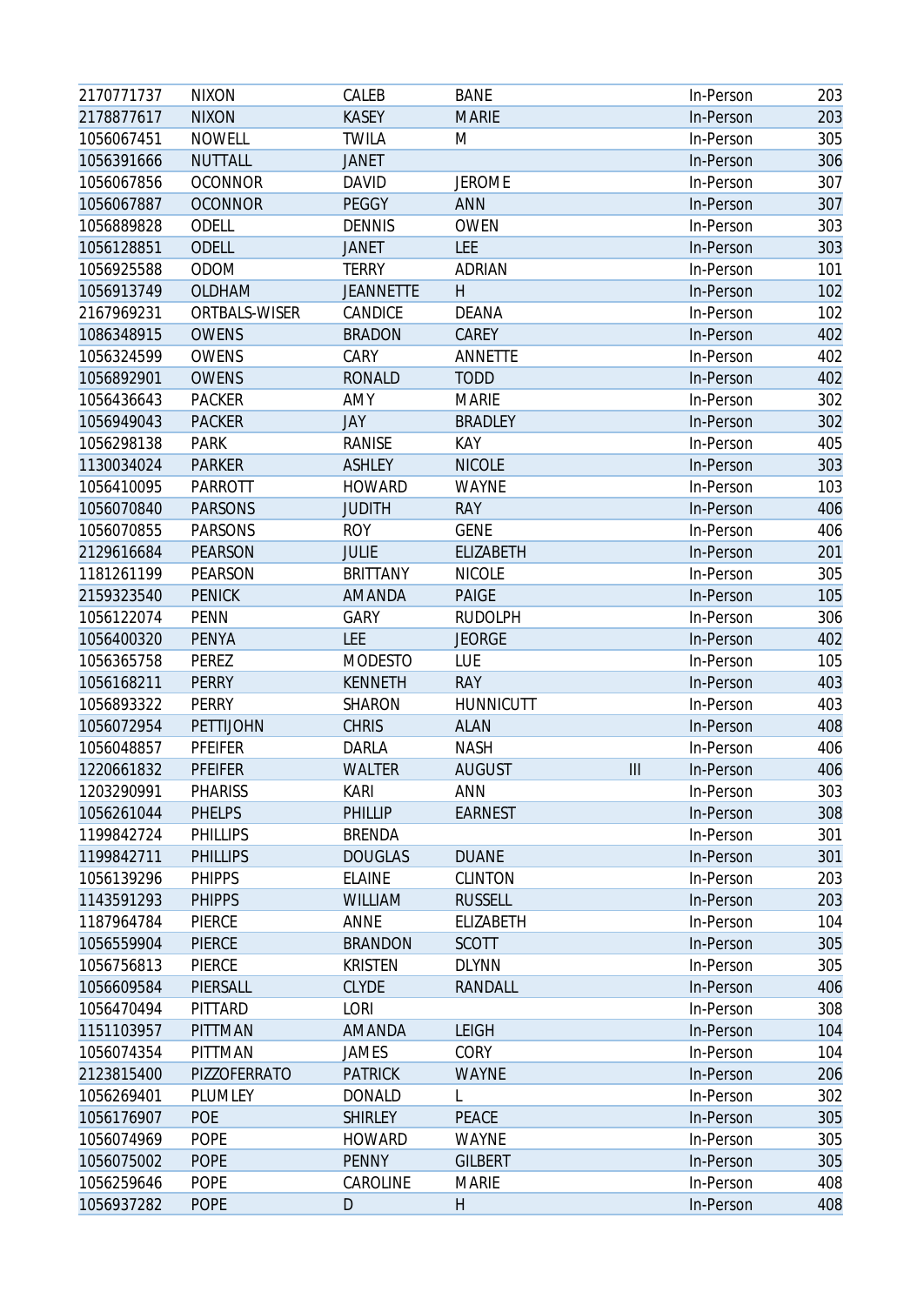| | | | | | | |
|---|---|---|---|---|---|---|
| 2170771737 | NIXON | CALEB | BANE | | In-Person | 203 |
| 2178877617 | NIXON | KASEY | MARIE | | In-Person | 203 |
| 1056067451 | NOWELL | TWILA | M | | In-Person | 305 |
| 1056391666 | NUTTALL | JANET | | | In-Person | 306 |
| 1056067856 | OCONNOR | DAVID | JEROME | | In-Person | 307 |
| 1056067887 | OCONNOR | PEGGY | ANN | | In-Person | 307 |
| 1056889828 | ODELL | DENNIS | OWEN | | In-Person | 303 |
| 1056128851 | ODELL | JANET | LEE | | In-Person | 303 |
| 1056925588 | ODOM | TERRY | ADRIAN | | In-Person | 101 |
| 1056913749 | OLDHAM | JEANNETTE | H | | In-Person | 102 |
| 2167969231 | ORTBALS-WISER | CANDICE | DEANA | | In-Person | 102 |
| 1086348915 | OWENS | BRADON | CAREY | | In-Person | 402 |
| 1056324599 | OWENS | CARY | ANNETTE | | In-Person | 402 |
| 1056892901 | OWENS | RONALD | TODD | | In-Person | 402 |
| 1056436643 | PACKER | AMY | MARIE | | In-Person | 302 |
| 1056949043 | PACKER | JAY | BRADLEY | | In-Person | 302 |
| 1056298138 | PARK | RANISE | KAY | | In-Person | 405 |
| 1130034024 | PARKER | ASHLEY | NICOLE | | In-Person | 303 |
| 1056410095 | PARROTT | HOWARD | WAYNE | | In-Person | 103 |
| 1056070840 | PARSONS | JUDITH | RAY | | In-Person | 406 |
| 1056070855 | PARSONS | ROY | GENE | | In-Person | 406 |
| 2129616684 | PEARSON | JULIE | ELIZABETH | | In-Person | 201 |
| 1181261199 | PEARSON | BRITTANY | NICOLE | | In-Person | 305 |
| 2159323540 | PENICK | AMANDA | PAIGE | | In-Person | 105 |
| 1056122074 | PENN | GARY | RUDOLPH | | In-Person | 306 |
| 1056400320 | PENYA | LEE | JEORGE | | In-Person | 402 |
| 1056365758 | PEREZ | MODESTO | LUE | | In-Person | 105 |
| 1056168211 | PERRY | KENNETH | RAY | | In-Person | 403 |
| 1056893322 | PERRY | SHARON | HUNNICUTT | | In-Person | 403 |
| 1056072954 | PETTIJOHN | CHRIS | ALAN | | In-Person | 408 |
| 1056048857 | PFEIFER | DARLA | NASH | | In-Person | 406 |
| 1220661832 | PFEIFER | WALTER | AUGUST | III | In-Person | 406 |
| 1203290991 | PHARISS | KARI | ANN | | In-Person | 303 |
| 1056261044 | PHELPS | PHILLIP | EARNEST | | In-Person | 308 |
| 1199842724 | PHILLIPS | BRENDA | | | In-Person | 301 |
| 1199842711 | PHILLIPS | DOUGLAS | DUANE | | In-Person | 301 |
| 1056139296 | PHIPPS | ELAINE | CLINTON | | In-Person | 203 |
| 1143591293 | PHIPPS | WILLIAM | RUSSELL | | In-Person | 203 |
| 1187964784 | PIERCE | ANNE | ELIZABETH | | In-Person | 104 |
| 1056559904 | PIERCE | BRANDON | SCOTT | | In-Person | 305 |
| 1056756813 | PIERCE | KRISTEN | DLYNN | | In-Person | 305 |
| 1056609584 | PIERSALL | CLYDE | RANDALL | | In-Person | 406 |
| 1056470494 | PITTARD | LORI | | | In-Person | 308 |
| 1151103957 | PITTMAN | AMANDA | LEIGH | | In-Person | 104 |
| 1056074354 | PITTMAN | JAMES | CORY | | In-Person | 104 |
| 2123815400 | PIZZOFERRATO | PATRICK | WAYNE | | In-Person | 206 |
| 1056269401 | PLUMLEY | DONALD | L | | In-Person | 302 |
| 1056176907 | POE | SHIRLEY | PEACE | | In-Person | 305 |
| 1056074969 | POPE | HOWARD | WAYNE | | In-Person | 305 |
| 1056075002 | POPE | PENNY | GILBERT | | In-Person | 305 |
| 1056259646 | POPE | CAROLINE | MARIE | | In-Person | 408 |
| 1056937282 | POPE | D | H | | In-Person | 408 |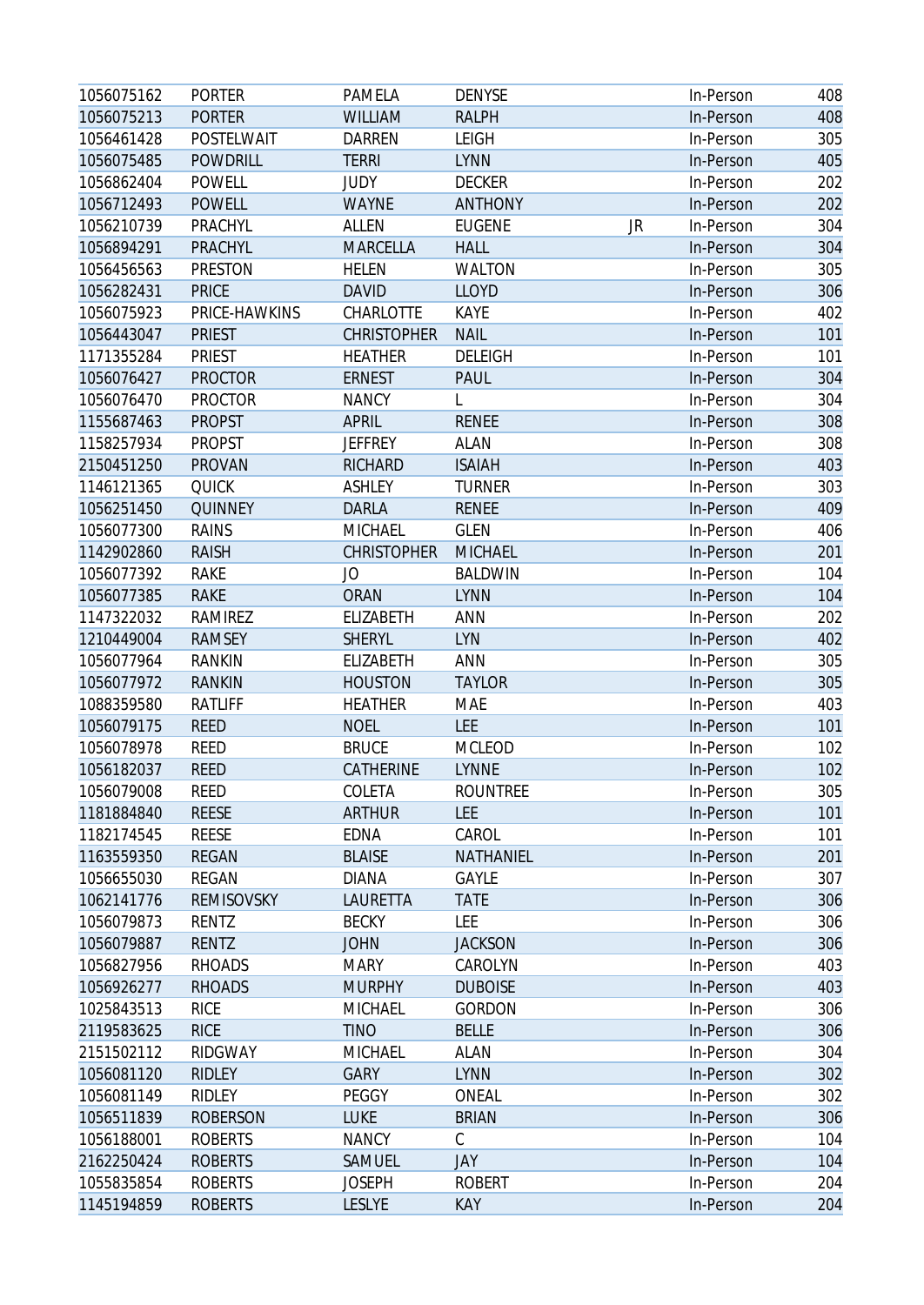| | | | | | | |
|---|---|---|---|---|---|---|
| 1056075162 | PORTER | PAMELA | DENYSE | | In-Person | 408 |
| 1056075213 | PORTER | WILLIAM | RALPH | | In-Person | 408 |
| 1056461428 | POSTELWAIT | DARREN | LEIGH | | In-Person | 305 |
| 1056075485 | POWDRILL | TERRI | LYNN | | In-Person | 405 |
| 1056862404 | POWELL | JUDY | DECKER | | In-Person | 202 |
| 1056712493 | POWELL | WAYNE | ANTHONY | | In-Person | 202 |
| 1056210739 | PRACHYL | ALLEN | EUGENE | JR | In-Person | 304 |
| 1056894291 | PRACHYL | MARCELLA | HALL | | In-Person | 304 |
| 1056456563 | PRESTON | HELEN | WALTON | | In-Person | 305 |
| 1056282431 | PRICE | DAVID | LLOYD | | In-Person | 306 |
| 1056075923 | PRICE-HAWKINS | CHARLOTTE | KAYE | | In-Person | 402 |
| 1056443047 | PRIEST | CHRISTOPHER | NAIL | | In-Person | 101 |
| 1171355284 | PRIEST | HEATHER | DELEIGH | | In-Person | 101 |
| 1056076427 | PROCTOR | ERNEST | PAUL | | In-Person | 304 |
| 1056076470 | PROCTOR | NANCY | L | | In-Person | 304 |
| 1155687463 | PROPST | APRIL | RENEE | | In-Person | 308 |
| 1158257934 | PROPST | JEFFREY | ALAN | | In-Person | 308 |
| 2150451250 | PROVAN | RICHARD | ISAIAH | | In-Person | 403 |
| 1146121365 | QUICK | ASHLEY | TURNER | | In-Person | 303 |
| 1056251450 | QUINNEY | DARLA | RENEE | | In-Person | 409 |
| 1056077300 | RAINS | MICHAEL | GLEN | | In-Person | 406 |
| 1142902860 | RAISH | CHRISTOPHER | MICHAEL | | In-Person | 201 |
| 1056077392 | RAKE | JO | BALDWIN | | In-Person | 104 |
| 1056077385 | RAKE | ORAN | LYNN | | In-Person | 104 |
| 1147322032 | RAMIREZ | ELIZABETH | ANN | | In-Person | 202 |
| 1210449004 | RAMSEY | SHERYL | LYN | | In-Person | 402 |
| 1056077964 | RANKIN | ELIZABETH | ANN | | In-Person | 305 |
| 1056077972 | RANKIN | HOUSTON | TAYLOR | | In-Person | 305 |
| 1088359580 | RATLIFF | HEATHER | MAE | | In-Person | 403 |
| 1056079175 | REED | NOEL | LEE | | In-Person | 101 |
| 1056078978 | REED | BRUCE | MCLEOD | | In-Person | 102 |
| 1056182037 | REED | CATHERINE | LYNNE | | In-Person | 102 |
| 1056079008 | REED | COLETA | ROUNTREE | | In-Person | 305 |
| 1181884840 | REESE | ARTHUR | LEE | | In-Person | 101 |
| 1182174545 | REESE | EDNA | CAROL | | In-Person | 101 |
| 1163559350 | REGAN | BLAISE | NATHANIEL | | In-Person | 201 |
| 1056655030 | REGAN | DIANA | GAYLE | | In-Person | 307 |
| 1062141776 | REMISOVSKY | LAURETTA | TATE | | In-Person | 306 |
| 1056079873 | RENTZ | BECKY | LEE | | In-Person | 306 |
| 1056079887 | RENTZ | JOHN | JACKSON | | In-Person | 306 |
| 1056827956 | RHOADS | MARY | CAROLYN | | In-Person | 403 |
| 1056926277 | RHOADS | MURPHY | DUBOISE | | In-Person | 403 |
| 1025843513 | RICE | MICHAEL | GORDON | | In-Person | 306 |
| 2119583625 | RICE | TINO | BELLE | | In-Person | 306 |
| 2151502112 | RIDGWAY | MICHAEL | ALAN | | In-Person | 304 |
| 1056081120 | RIDLEY | GARY | LYNN | | In-Person | 302 |
| 1056081149 | RIDLEY | PEGGY | ONEAL | | In-Person | 302 |
| 1056511839 | ROBERSON | LUKE | BRIAN | | In-Person | 306 |
| 1056188001 | ROBERTS | NANCY | C | | In-Person | 104 |
| 2162250424 | ROBERTS | SAMUEL | JAY | | In-Person | 104 |
| 1055835854 | ROBERTS | JOSEPH | ROBERT | | In-Person | 204 |
| 1145194859 | ROBERTS | LESLYE | KAY | | In-Person | 204 |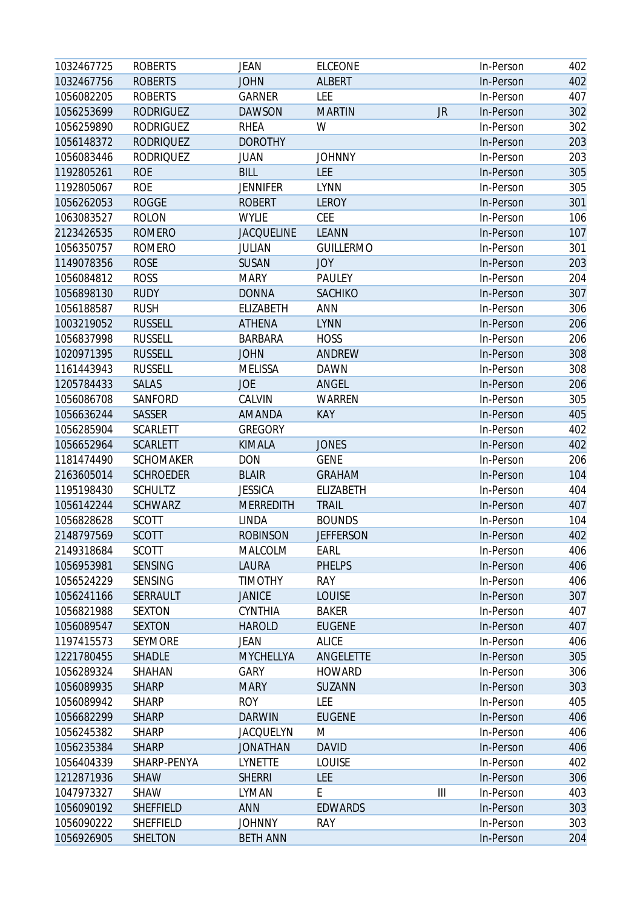| | | | | | | |
|---|---|---|---|---|---|---|
| 1032467725 | ROBERTS | JEAN | ELCEONE | | In-Person | 402 |
| 1032467756 | ROBERTS | JOHN | ALBERT | | In-Person | 402 |
| 1056082205 | ROBERTS | GARNER | LEE | | In-Person | 407 |
| 1056253699 | RODRIGUEZ | DAWSON | MARTIN | JR | In-Person | 302 |
| 1056259890 | RODRIGUEZ | RHEA | W | | In-Person | 302 |
| 1056148372 | RODRIQUEZ | DOROTHY | | | In-Person | 203 |
| 1056083446 | RODRIQUEZ | JUAN | JOHNNY | | In-Person | 203 |
| 1192805261 | ROE | BILL | LEE | | In-Person | 305 |
| 1192805067 | ROE | JENNIFER | LYNN | | In-Person | 305 |
| 1056262053 | ROGGE | ROBERT | LEROY | | In-Person | 301 |
| 1063083527 | ROLON | WYLIE | CEE | | In-Person | 106 |
| 2123426535 | ROMERO | JACQUELINE | LEANN | | In-Person | 107 |
| 1056350757 | ROMERO | JULIAN | GUILLERMO | | In-Person | 301 |
| 1149078356 | ROSE | SUSAN | JOY | | In-Person | 203 |
| 1056084812 | ROSS | MARY | PAULEY | | In-Person | 204 |
| 1056898130 | RUDY | DONNA | SACHIKO | | In-Person | 307 |
| 1056188587 | RUSH | ELIZABETH | ANN | | In-Person | 306 |
| 1003219052 | RUSSELL | ATHENA | LYNN | | In-Person | 206 |
| 1056837998 | RUSSELL | BARBARA | HOSS | | In-Person | 206 |
| 1020971395 | RUSSELL | JOHN | ANDREW | | In-Person | 308 |
| 1161443943 | RUSSELL | MELISSA | DAWN | | In-Person | 308 |
| 1205784433 | SALAS | JOE | ANGEL | | In-Person | 206 |
| 1056086708 | SANFORD | CALVIN | WARREN | | In-Person | 305 |
| 1056636244 | SASSER | AMANDA | KAY | | In-Person | 405 |
| 1056285904 | SCARLETT | GREGORY | | | In-Person | 402 |
| 1056652964 | SCARLETT | KIMALA | JONES | | In-Person | 402 |
| 1181474490 | SCHOMAKER | DON | GENE | | In-Person | 206 |
| 2163605014 | SCHROEDER | BLAIR | GRAHAM | | In-Person | 104 |
| 1195198430 | SCHULTZ | JESSICA | ELIZABETH | | In-Person | 404 |
| 1056142244 | SCHWARZ | MERREDITH | TRAIL | | In-Person | 407 |
| 1056828628 | SCOTT | LINDA | BOUNDS | | In-Person | 104 |
| 2148797569 | SCOTT | ROBINSON | JEFFERSON | | In-Person | 402 |
| 2149318684 | SCOTT | MALCOLM | EARL | | In-Person | 406 |
| 1056953981 | SENSING | LAURA | PHELPS | | In-Person | 406 |
| 1056524229 | SENSING | TIMOTHY | RAY | | In-Person | 406 |
| 1056241166 | SERRAULT | JANICE | LOUISE | | In-Person | 307 |
| 1056821988 | SEXTON | CYNTHIA | BAKER | | In-Person | 407 |
| 1056089547 | SEXTON | HAROLD | EUGENE | | In-Person | 407 |
| 1197415573 | SEYMORE | JEAN | ALICE | | In-Person | 406 |
| 1221780455 | SHADLE | MYCHELLYA | ANGELETTE | | In-Person | 305 |
| 1056289324 | SHAHAN | GARY | HOWARD | | In-Person | 306 |
| 1056089935 | SHARP | MARY | SUZANN | | In-Person | 303 |
| 1056089942 | SHARP | ROY | LEE | | In-Person | 405 |
| 1056682299 | SHARP | DARWIN | EUGENE | | In-Person | 406 |
| 1056245382 | SHARP | JACQUELYN | M | | In-Person | 406 |
| 1056235384 | SHARP | JONATHAN | DAVID | | In-Person | 406 |
| 1056404339 | SHARP-PENYA | LYNETTE | LOUISE | | In-Person | 402 |
| 1212871936 | SHAW | SHERRI | LEE | | In-Person | 306 |
| 1047973327 | SHAW | LYMAN | E | III | In-Person | 403 |
| 1056090192 | SHEFFIELD | ANN | EDWARDS | | In-Person | 303 |
| 1056090222 | SHEFFIELD | JOHNNY | RAY | | In-Person | 303 |
| 1056926905 | SHELTON | BETH ANN | | | In-Person | 204 |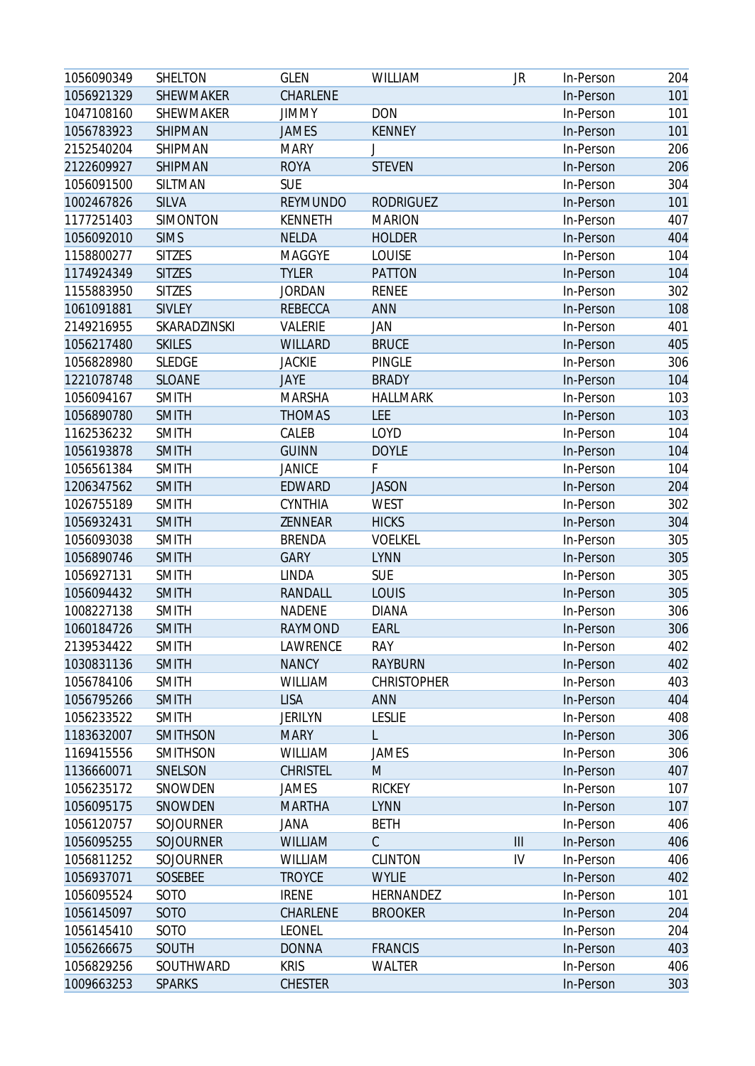| | | | | | | |
|---|---|---|---|---|---|---|
| 1056090349 | SHELTON | GLEN | WILLIAM | JR | In-Person | 204 |
| 1056921329 | SHEWMAKER | CHARLENE | | | In-Person | 101 |
| 1047108160 | SHEWMAKER | JIMMY | DON | | In-Person | 101 |
| 1056783923 | SHIPMAN | JAMES | KENNEY | | In-Person | 101 |
| 2152540204 | SHIPMAN | MARY | J | | In-Person | 206 |
| 2122609927 | SHIPMAN | ROYA | STEVEN | | In-Person | 206 |
| 1056091500 | SILTMAN | SUE | | | In-Person | 304 |
| 1002467826 | SILVA | REYMUNDO | RODRIGUEZ | | In-Person | 101 |
| 1177251403 | SIMONTON | KENNETH | MARION | | In-Person | 407 |
| 1056092010 | SIMS | NELDA | HOLDER | | In-Person | 404 |
| 1158800277 | SITZES | MAGGYE | LOUISE | | In-Person | 104 |
| 1174924349 | SITZES | TYLER | PATTON | | In-Person | 104 |
| 1155883950 | SITZES | JORDAN | RENEE | | In-Person | 302 |
| 1061091881 | SIVLEY | REBECCA | ANN | | In-Person | 108 |
| 2149216955 | SKARADZINSKI | VALERIE | JAN | | In-Person | 401 |
| 1056217480 | SKILES | WILLARD | BRUCE | | In-Person | 405 |
| 1056828980 | SLEDGE | JACKIE | PINGLE | | In-Person | 306 |
| 1221078748 | SLOANE | JAYE | BRADY | | In-Person | 104 |
| 1056094167 | SMITH | MARSHA | HALLMARK | | In-Person | 103 |
| 1056890780 | SMITH | THOMAS | LEE | | In-Person | 103 |
| 1162536232 | SMITH | CALEB | LOYD | | In-Person | 104 |
| 1056193878 | SMITH | GUINN | DOYLE | | In-Person | 104 |
| 1056561384 | SMITH | JANICE | F | | In-Person | 104 |
| 1206347562 | SMITH | EDWARD | JASON | | In-Person | 204 |
| 1026755189 | SMITH | CYNTHIA | WEST | | In-Person | 302 |
| 1056932431 | SMITH | ZENNEAR | HICKS | | In-Person | 304 |
| 1056093038 | SMITH | BRENDA | VOELKEL | | In-Person | 305 |
| 1056890746 | SMITH | GARY | LYNN | | In-Person | 305 |
| 1056927131 | SMITH | LINDA | SUE | | In-Person | 305 |
| 1056094432 | SMITH | RANDALL | LOUIS | | In-Person | 305 |
| 1008227138 | SMITH | NADENE | DIANA | | In-Person | 306 |
| 1060184726 | SMITH | RAYMOND | EARL | | In-Person | 306 |
| 2139534422 | SMITH | LAWRENCE | RAY | | In-Person | 402 |
| 1030831136 | SMITH | NANCY | RAYBURN | | In-Person | 402 |
| 1056784106 | SMITH | WILLIAM | CHRISTOPHER | | In-Person | 403 |
| 1056795266 | SMITH | LISA | ANN | | In-Person | 404 |
| 1056233522 | SMITH | JERILYN | LESLIE | | In-Person | 408 |
| 1183632007 | SMITHSON | MARY | L | | In-Person | 306 |
| 1169415556 | SMITHSON | WILLIAM | JAMES | | In-Person | 306 |
| 1136660071 | SNELSON | CHRISTEL | M | | In-Person | 407 |
| 1056235172 | SNOWDEN | JAMES | RICKEY | | In-Person | 107 |
| 1056095175 | SNOWDEN | MARTHA | LYNN | | In-Person | 107 |
| 1056120757 | SOJOURNER | JANA | BETH | | In-Person | 406 |
| 1056095255 | SOJOURNER | WILLIAM | C | III | In-Person | 406 |
| 1056811252 | SOJOURNER | WILLIAM | CLINTON | IV | In-Person | 406 |
| 1056937071 | SOSEBEE | TROYCE | WYLIE | | In-Person | 402 |
| 1056095524 | SOTO | IRENE | HERNANDEZ | | In-Person | 101 |
| 1056145097 | SOTO | CHARLENE | BROOKER | | In-Person | 204 |
| 1056145410 | SOTO | LEONEL | | | In-Person | 204 |
| 1056266675 | SOUTH | DONNA | FRANCIS | | In-Person | 403 |
| 1056829256 | SOUTHWARD | KRIS | WALTER | | In-Person | 406 |
| 1009663253 | SPARKS | CHESTER | | | In-Person | 303 |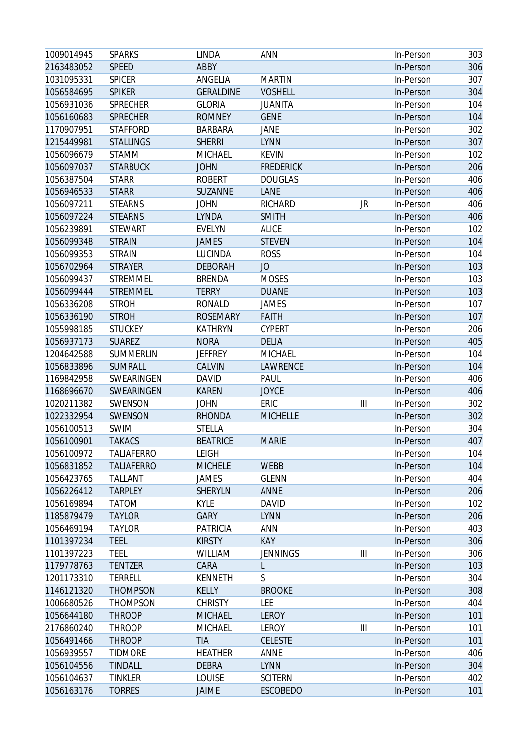| | | | | | | |
|---|---|---|---|---|---|---|
| 1009014945 | SPARKS | LINDA | ANN | | In-Person | 303 |
| 2163483052 | SPEED | ABBY | | | In-Person | 306 |
| 1031095331 | SPICER | ANGELIA | MARTIN | | In-Person | 307 |
| 1056584695 | SPIKER | GERALDINE | VOSHELL | | In-Person | 304 |
| 1056931036 | SPRECHER | GLORIA | JUANITA | | In-Person | 104 |
| 1056160683 | SPRECHER | ROMNEY | GENE | | In-Person | 104 |
| 1170907951 | STAFFORD | BARBARA | JANE | | In-Person | 302 |
| 1215449981 | STALLINGS | SHERRI | LYNN | | In-Person | 307 |
| 1056096679 | STAMM | MICHAEL | KEVIN | | In-Person | 102 |
| 1056097037 | STARBUCK | JOHN | FREDERICK | | In-Person | 206 |
| 1056387504 | STARR | ROBERT | DOUGLAS | | In-Person | 406 |
| 1056946533 | STARR | SUZANNE | LANE | | In-Person | 406 |
| 1056097211 | STEARNS | JOHN | RICHARD | JR | In-Person | 406 |
| 1056097224 | STEARNS | LYNDA | SMITH | | In-Person | 406 |
| 1056239891 | STEWART | EVELYN | ALICE | | In-Person | 102 |
| 1056099348 | STRAIN | JAMES | STEVEN | | In-Person | 104 |
| 1056099353 | STRAIN | LUCINDA | ROSS | | In-Person | 104 |
| 1056702964 | STRAYER | DEBORAH | JO | | In-Person | 103 |
| 1056099437 | STREMMEL | BRENDA | MOSES | | In-Person | 103 |
| 1056099444 | STREMMEL | TERRY | DUANE | | In-Person | 103 |
| 1056336208 | STROH | RONALD | JAMES | | In-Person | 107 |
| 1056336190 | STROH | ROSEMARY | FAITH | | In-Person | 107 |
| 1055998185 | STUCKEY | KATHRYN | CYPERT | | In-Person | 206 |
| 1056937173 | SUAREZ | NORA | DELIA | | In-Person | 405 |
| 1204642588 | SUMMERLIN | JEFFREY | MICHAEL | | In-Person | 104 |
| 1056833896 | SUMRALL | CALVIN | LAWRENCE | | In-Person | 104 |
| 1169842958 | SWEARINGEN | DAVID | PAUL | | In-Person | 406 |
| 1168696670 | SWEARINGEN | KAREN | JOYCE | | In-Person | 406 |
| 1020211382 | SWENSON | JOHN | ERIC | III | In-Person | 302 |
| 1022332954 | SWENSON | RHONDA | MICHELLE | | In-Person | 302 |
| 1056100513 | SWIM | STELLA | | | In-Person | 304 |
| 1056100901 | TAKACS | BEATRICE | MARIE | | In-Person | 407 |
| 1056100972 | TALIAFERRO | LEIGH | | | In-Person | 104 |
| 1056831852 | TALIAFERRO | MICHELE | WEBB | | In-Person | 104 |
| 1056423765 | TALLANT | JAMES | GLENN | | In-Person | 404 |
| 1056226412 | TARPLEY | SHERYLN | ANNE | | In-Person | 206 |
| 1056169894 | TATOM | KYLE | DAVID | | In-Person | 102 |
| 1185879479 | TAYLOR | GARY | LYNN | | In-Person | 206 |
| 1056469194 | TAYLOR | PATRICIA | ANN | | In-Person | 403 |
| 1101397234 | TEEL | KIRSTY | KAY | | In-Person | 306 |
| 1101397223 | TEEL | WILLIAM | JENNINGS | III | In-Person | 306 |
| 1179778763 | TENTZER | CARA | L | | In-Person | 103 |
| 1201173310 | TERRELL | KENNETH | S | | In-Person | 304 |
| 1146121320 | THOMPSON | KELLY | BROOKE | | In-Person | 308 |
| 1006680526 | THOMPSON | CHRISTY | LEE | | In-Person | 404 |
| 1056644180 | THROOP | MICHAEL | LEROY | | In-Person | 101 |
| 2176860240 | THROOP | MICHAEL | LEROY | III | In-Person | 101 |
| 1056491466 | THROOP | TIA | CELESTE | | In-Person | 101 |
| 1056939557 | TIDMORE | HEATHER | ANNE | | In-Person | 406 |
| 1056104556 | TINDALL | DEBRA | LYNN | | In-Person | 304 |
| 1056104637 | TINKLER | LOUISE | SCITERN | | In-Person | 402 |
| 1056163176 | TORRES | JAIME | ESCOBEDO | | In-Person | 101 |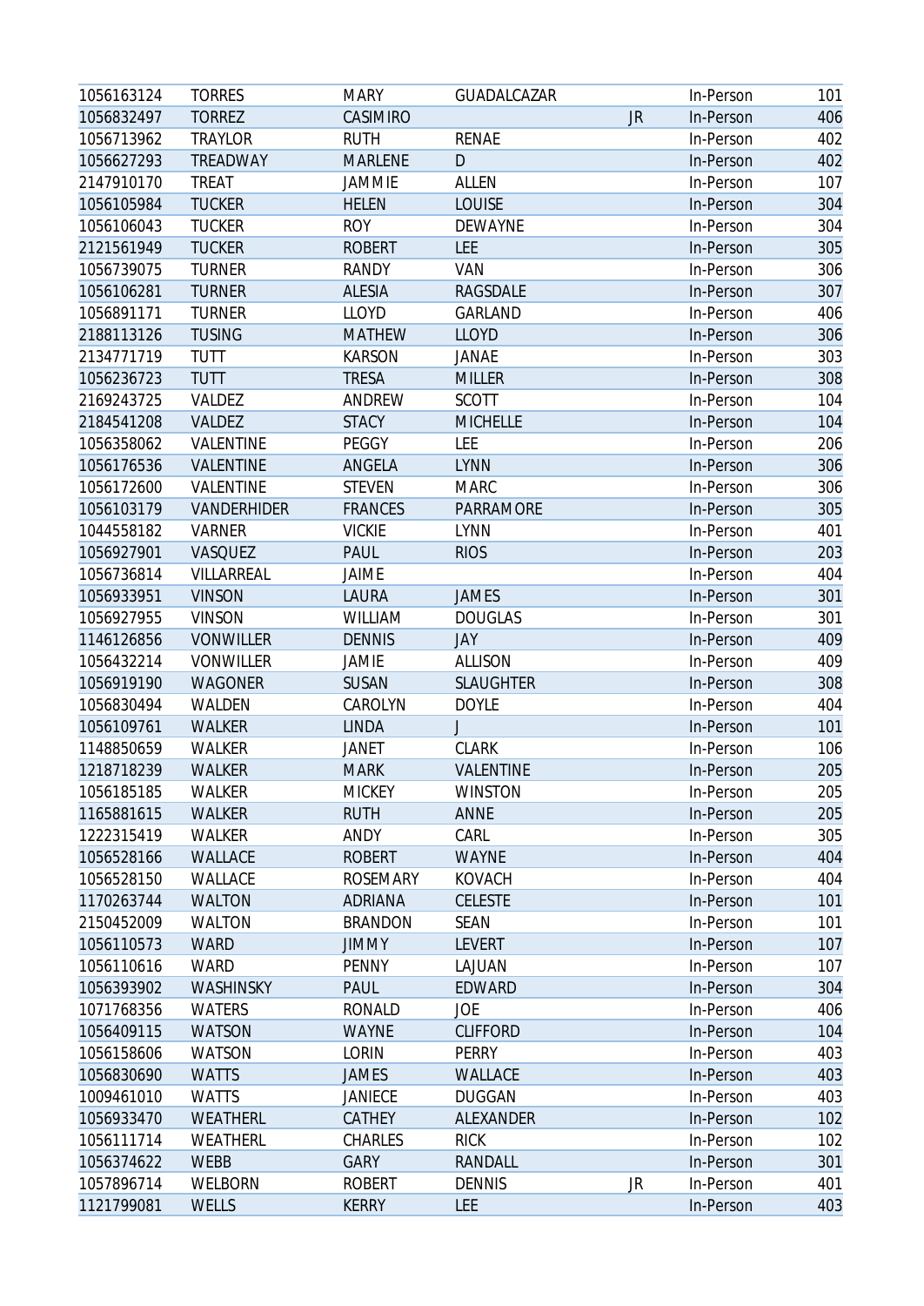| | | | | | | |
|---|---|---|---|---|---|---|
| 1056163124 | TORRES | MARY | GUADALCAZAR | | In-Person | 101 |
| 1056832497 | TORREZ | CASIMIRO | | JR | In-Person | 406 |
| 1056713962 | TRAYLOR | RUTH | RENAE | | In-Person | 402 |
| 1056627293 | TREADWAY | MARLENE | D | | In-Person | 402 |
| 2147910170 | TREAT | JAMMIE | ALLEN | | In-Person | 107 |
| 1056105984 | TUCKER | HELEN | LOUISE | | In-Person | 304 |
| 1056106043 | TUCKER | ROY | DEWAYNE | | In-Person | 304 |
| 2121561949 | TUCKER | ROBERT | LEE | | In-Person | 305 |
| 1056739075 | TURNER | RANDY | VAN | | In-Person | 306 |
| 1056106281 | TURNER | ALESIA | RAGSDALE | | In-Person | 307 |
| 1056891171 | TURNER | LLOYD | GARLAND | | In-Person | 406 |
| 2188113126 | TUSING | MATHEW | LLOYD | | In-Person | 306 |
| 2134771719 | TUTT | KARSON | JANAE | | In-Person | 303 |
| 1056236723 | TUTT | TRESA | MILLER | | In-Person | 308 |
| 2169243725 | VALDEZ | ANDREW | SCOTT | | In-Person | 104 |
| 2184541208 | VALDEZ | STACY | MICHELLE | | In-Person | 104 |
| 1056358062 | VALENTINE | PEGGY | LEE | | In-Person | 206 |
| 1056176536 | VALENTINE | ANGELA | LYNN | | In-Person | 306 |
| 1056172600 | VALENTINE | STEVEN | MARC | | In-Person | 306 |
| 1056103179 | VANDERHIDER | FRANCES | PARRAMORE | | In-Person | 305 |
| 1044558182 | VARNER | VICKIE | LYNN | | In-Person | 401 |
| 1056927901 | VASQUEZ | PAUL | RIOS | | In-Person | 203 |
| 1056736814 | VILLARREAL | JAIME | | | In-Person | 404 |
| 1056933951 | VINSON | LAURA | JAMES | | In-Person | 301 |
| 1056927955 | VINSON | WILLIAM | DOUGLAS | | In-Person | 301 |
| 1146126856 | VONWILLER | DENNIS | JAY | | In-Person | 409 |
| 1056432214 | VONWILLER | JAMIE | ALLISON | | In-Person | 409 |
| 1056919190 | WAGONER | SUSAN | SLAUGHTER | | In-Person | 308 |
| 1056830494 | WALDEN | CAROLYN | DOYLE | | In-Person | 404 |
| 1056109761 | WALKER | LINDA | J | | In-Person | 101 |
| 1148850659 | WALKER | JANET | CLARK | | In-Person | 106 |
| 1218718239 | WALKER | MARK | VALENTINE | | In-Person | 205 |
| 1056185185 | WALKER | MICKEY | WINSTON | | In-Person | 205 |
| 1165881615 | WALKER | RUTH | ANNE | | In-Person | 205 |
| 1222315419 | WALKER | ANDY | CARL | | In-Person | 305 |
| 1056528166 | WALLACE | ROBERT | WAYNE | | In-Person | 404 |
| 1056528150 | WALLACE | ROSEMARY | KOVACH | | In-Person | 404 |
| 1170263744 | WALTON | ADRIANA | CELESTE | | In-Person | 101 |
| 2150452009 | WALTON | BRANDON | SEAN | | In-Person | 101 |
| 1056110573 | WARD | JIMMY | LEVERT | | In-Person | 107 |
| 1056110616 | WARD | PENNY | LAJUAN | | In-Person | 107 |
| 1056393902 | WASHINSKY | PAUL | EDWARD | | In-Person | 304 |
| 1071768356 | WATERS | RONALD | JOE | | In-Person | 406 |
| 1056409115 | WATSON | WAYNE | CLIFFORD | | In-Person | 104 |
| 1056158606 | WATSON | LORIN | PERRY | | In-Person | 403 |
| 1056830690 | WATTS | JAMES | WALLACE | | In-Person | 403 |
| 1009461010 | WATTS | JANIECE | DUGGAN | | In-Person | 403 |
| 1056933470 | WEATHERL | CATHEY | ALEXANDER | | In-Person | 102 |
| 1056111714 | WEATHERL | CHARLES | RICK | | In-Person | 102 |
| 1056374622 | WEBB | GARY | RANDALL | | In-Person | 301 |
| 1057896714 | WELBORN | ROBERT | DENNIS | JR | In-Person | 401 |
| 1121799081 | WELLS | KERRY | LEE | | In-Person | 403 |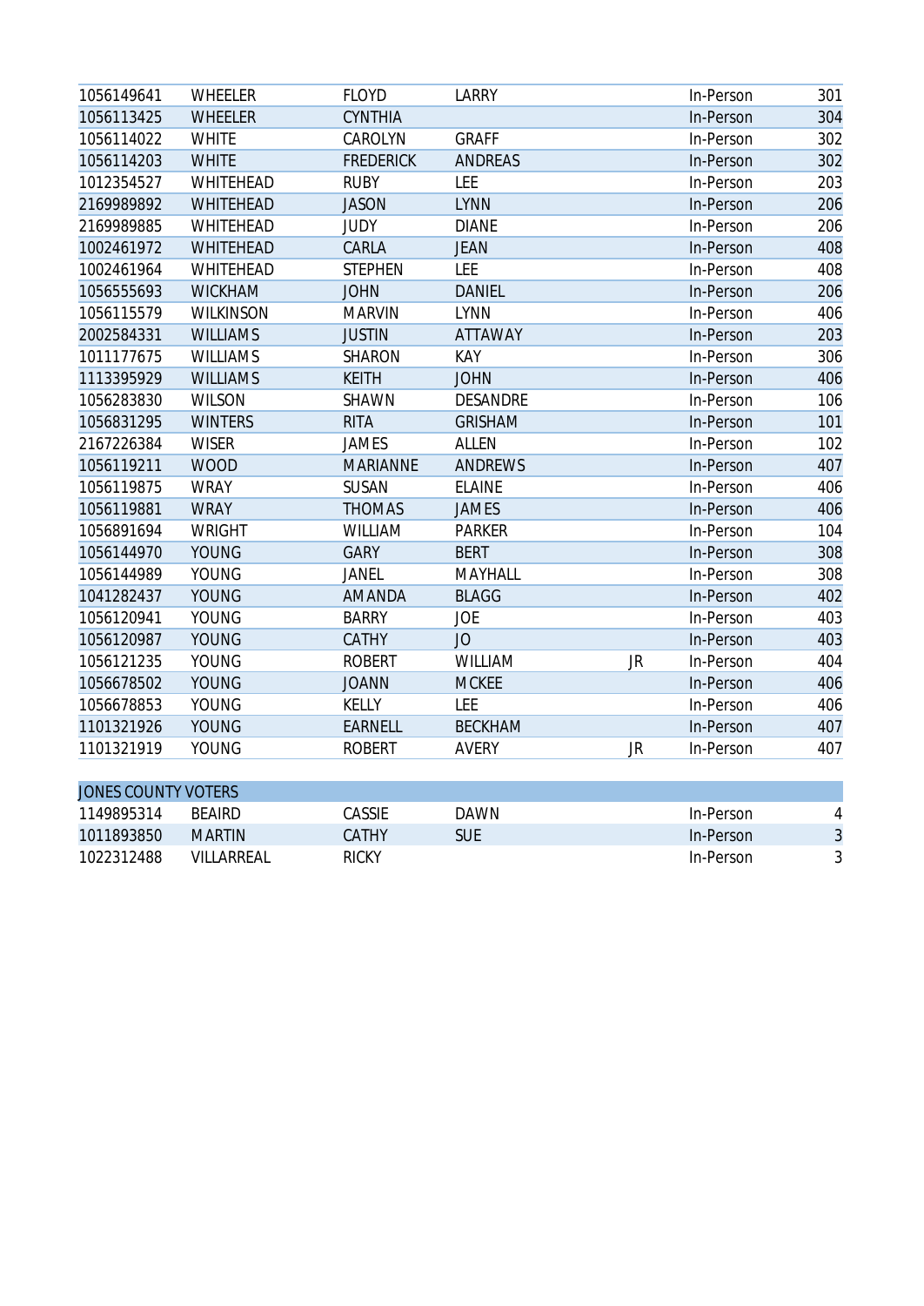| | | | | | | |
|---|---|---|---|---|---|---|
| 1056149641 | WHEELER | FLOYD | LARRY | | In-Person | 301 |
| 1056113425 | WHEELER | CYNTHIA | | | In-Person | 304 |
| 1056114022 | WHITE | CAROLYN | GRAFF | | In-Person | 302 |
| 1056114203 | WHITE | FREDERICK | ANDREAS | | In-Person | 302 |
| 1012354527 | WHITEHEAD | RUBY | LEE | | In-Person | 203 |
| 2169989892 | WHITEHEAD | JASON | LYNN | | In-Person | 206 |
| 2169989885 | WHITEHEAD | JUDY | DIANE | | In-Person | 206 |
| 1002461972 | WHITEHEAD | CARLA | JEAN | | In-Person | 408 |
| 1002461964 | WHITEHEAD | STEPHEN | LEE | | In-Person | 408 |
| 1056555693 | WICKHAM | JOHN | DANIEL | | In-Person | 206 |
| 1056115579 | WILKINSON | MARVIN | LYNN | | In-Person | 406 |
| 2002584331 | WILLIAMS | JUSTIN | ATTAWAY | | In-Person | 203 |
| 1011177675 | WILLIAMS | SHARON | KAY | | In-Person | 306 |
| 1113395929 | WILLIAMS | KEITH | JOHN | | In-Person | 406 |
| 1056283830 | WILSON | SHAWN | DESANDRE | | In-Person | 106 |
| 1056831295 | WINTERS | RITA | GRISHAM | | In-Person | 101 |
| 2167226384 | WISER | JAMES | ALLEN | | In-Person | 102 |
| 1056119211 | WOOD | MARIANNE | ANDREWS | | In-Person | 407 |
| 1056119875 | WRAY | SUSAN | ELAINE | | In-Person | 406 |
| 1056119881 | WRAY | THOMAS | JAMES | | In-Person | 406 |
| 1056891694 | WRIGHT | WILLIAM | PARKER | | In-Person | 104 |
| 1056144970 | YOUNG | GARY | BERT | | In-Person | 308 |
| 1056144989 | YOUNG | JANEL | MAYHALL | | In-Person | 308 |
| 1041282437 | YOUNG | AMANDA | BLAGG | | In-Person | 402 |
| 1056120941 | YOUNG | BARRY | JOE | | In-Person | 403 |
| 1056120987 | YOUNG | CATHY | JO | | In-Person | 403 |
| 1056121235 | YOUNG | ROBERT | WILLIAM | JR | In-Person | 404 |
| 1056678502 | YOUNG | JOANN | MCKEE | | In-Person | 406 |
| 1056678853 | YOUNG | KELLY | LEE | | In-Person | 406 |
| 1101321926 | YOUNG | EARNELL | BECKHAM | | In-Person | 407 |
| 1101321919 | YOUNG | ROBERT | AVERY | JR | In-Person | 407 |

| JONES COUNTY VOTERS | | | | | | |
|---|---|---|---|---|---|---|
| 1149895314 | BEAIRD | CASSIE | DAWN | | In-Person | 4 |
| 1011893850 | MARTIN | CATHY | SUE | | In-Person | 3 |
| 1022312488 | VILLARREAL | RICKY | | | In-Person | 3 |